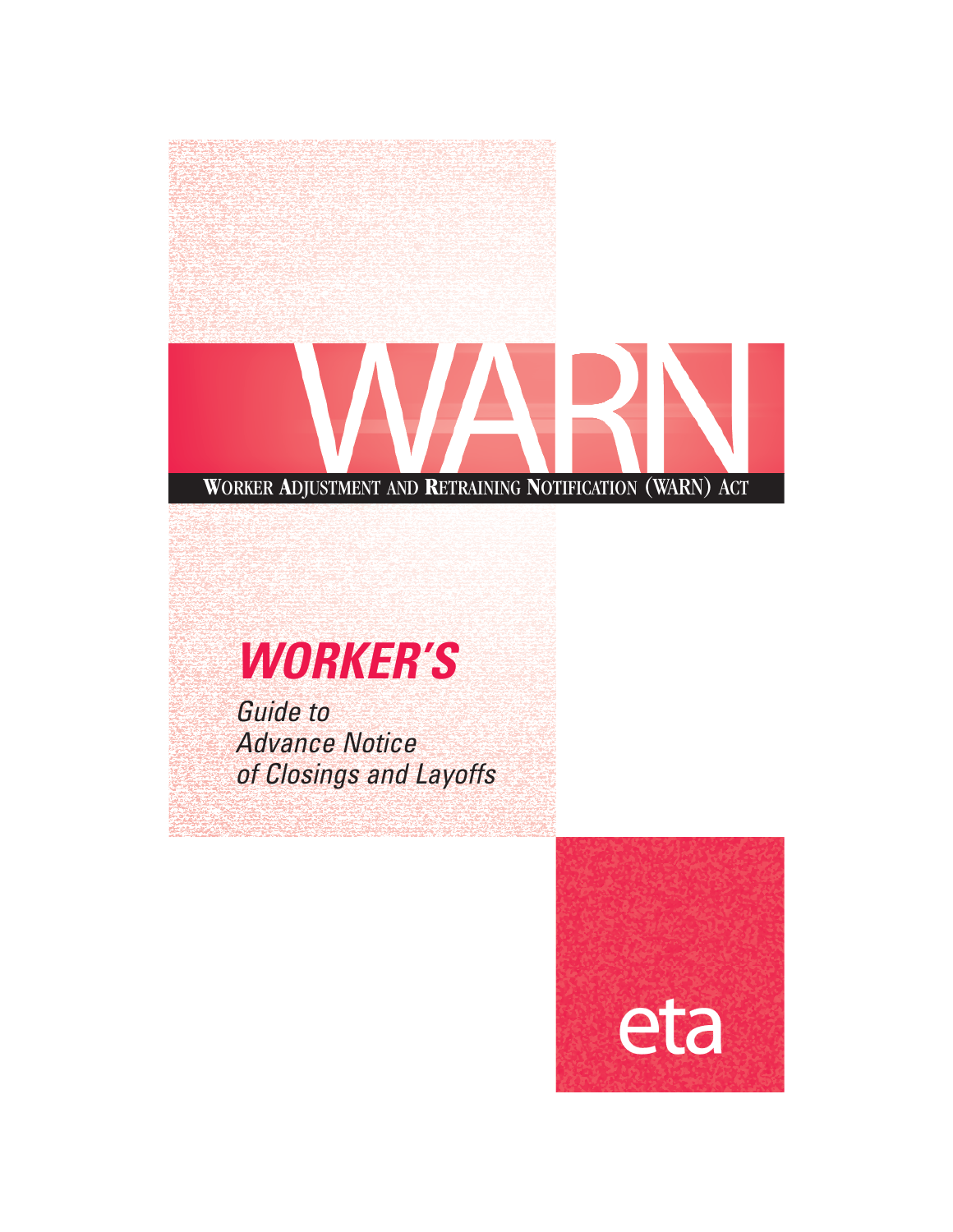# WARN

**WORKER ADJUSTMENT AND RETRAINING NOTIFICATION (WARN) ACT**

## *WORKER'S*

*Guide to Advance Notice of Closings and Layoffs*

eta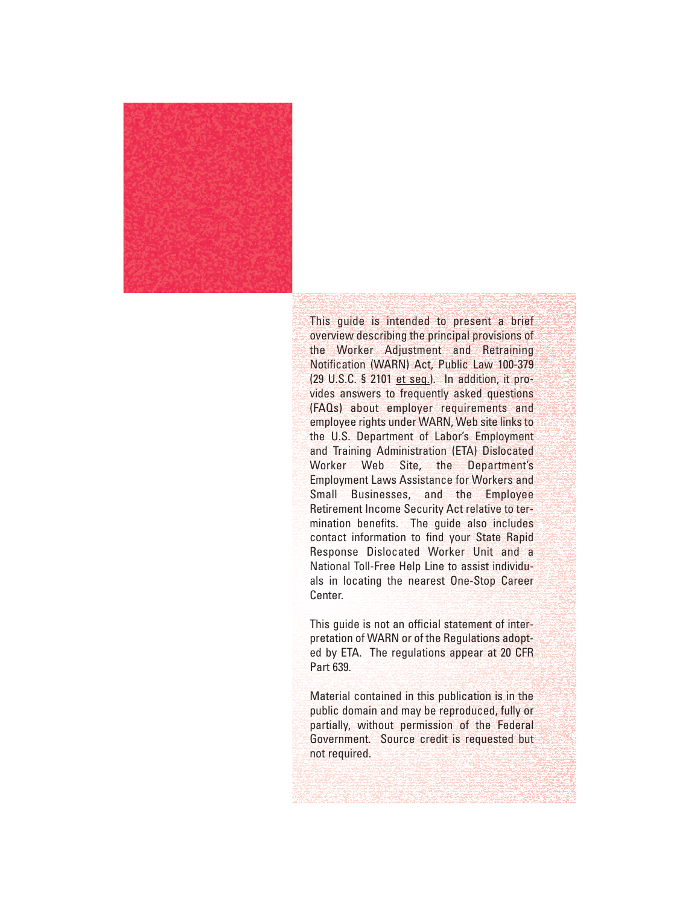This guide is intended to present a brief overview describing the principal provisions of the Worker Adjustment and Retraining Notification (WARN) Act, Public Law 100-379 (29 U.S.C. § 2101 et seq.). In addition, it provides answers to frequently asked questions (FAQs) about employer requirements and employee rights under WARN, Web site links to the U.S. Department of Labor's Employment and Training Administration (ETA) Dislocated Worker Web Site, the Department's Employment Laws Assistance for Workers and Small Businesses, and the Employee Retirement Income Security Act relative to termination benefits. The guide also includes contact information to find your State Rapid Response Dislocated Worker Unit and a National Toll-Free Help Line to assist individuals in locating the nearest One-Stop Career Center.

This guide is not an official statement of interpretation of WARN or of the Regulations adopted by ETA. The regulations appear at 20 CFR Part 639.

Material contained in this publication is in the public domain and may be reproduced, fully or partially, without permission of the Federal Government. Source credit is requested but not required.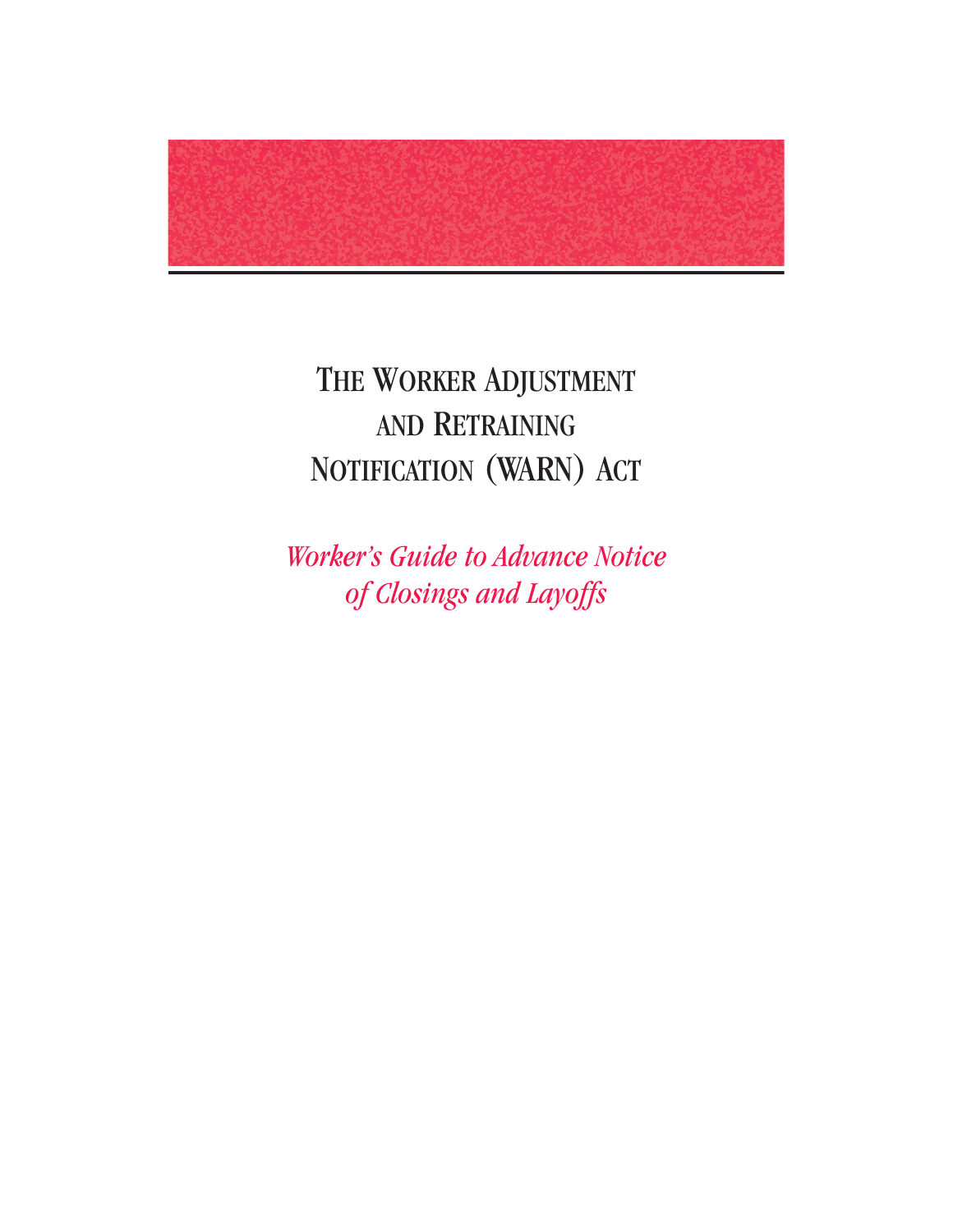# The Worker Adjustment and Retraining Notification (WARN) Act

*Worker's Guide to Advance Notice of Closings and Layoffs*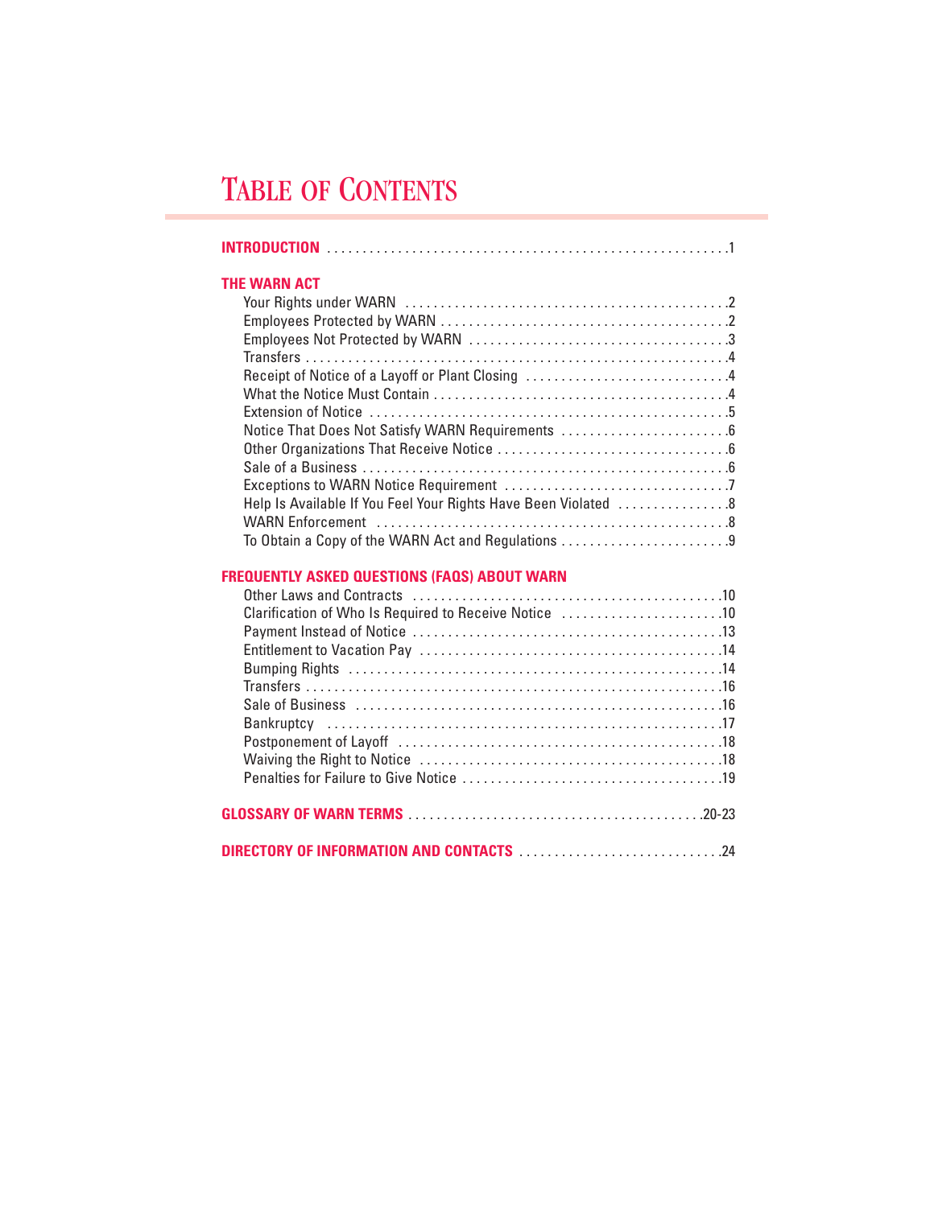# TABLE OF CONTENTS

**INTRODUCTION** .......... 1

**THE WARN ACT**

- Your Rights under WARN .......... 2
- Employees Protected by WARN .......... 2
- Employees Not Protected by WARN .......... 3
- Transfers .......... 4
- Receipt of Notice of a Layoff or Plant Closing .......... 4
- What the Notice Must Contain .......... 4
- Extension of Notice .......... 5
- Notice That Does Not Satisfy WARN Requirements .......... 6
- Other Organizations That Receive Notice .......... 6
- Sale of a Business .......... 6
- Exceptions to WARN Notice Requirement .......... 7
- Help Is Available If You Feel Your Rights Have Been Violated .......... 8
- WARN Enforcement .......... 8
- To Obtain a Copy of the WARN Act and Regulations .......... 9

**FREQUENTLY ASKED QUESTIONS (FAQS) ABOUT WARN**

- Other Laws and Contracts .......... 10
- Clarification of Who Is Required to Receive Notice .......... 10
- Payment Instead of Notice .......... 13
- Entitlement to Vacation Pay .......... 14
- Bumping Rights .......... 14
- Transfers .......... 16
- Sale of Business .......... 16
- Bankruptcy .......... 17
- Postponement of Layoff .......... 18
- Waiving the Right to Notice .......... 18
- Penalties for Failure to Give Notice .......... 19

**GLOSSARY OF WARN TERMS** .......... 20-23

**DIRECTORY OF INFORMATION AND CONTACTS** .......... 24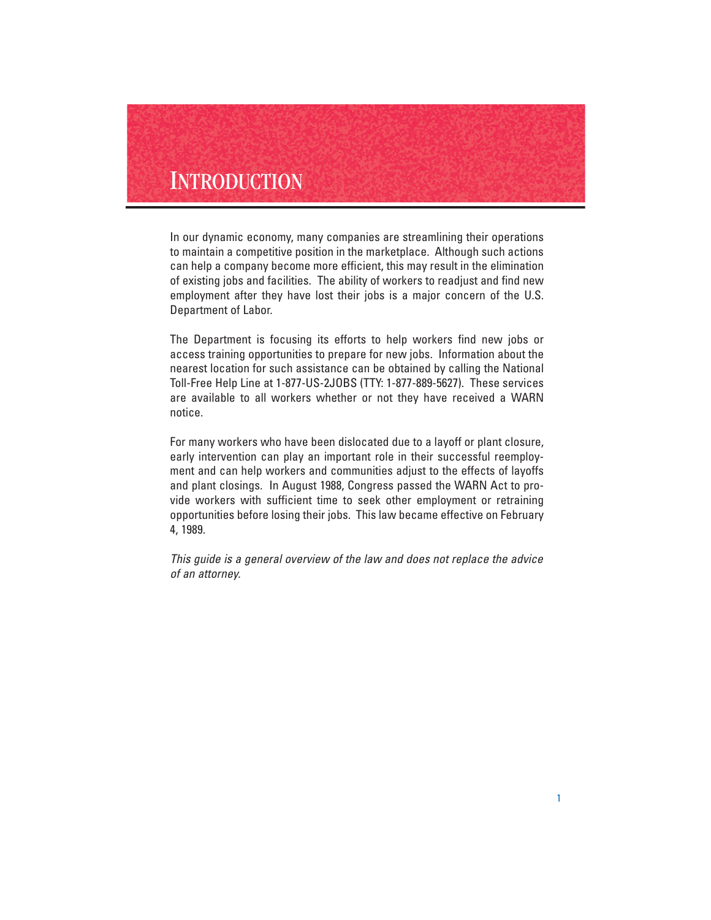# Introduction

In our dynamic economy, many companies are streamlining their operations to maintain a competitive position in the marketplace. Although such actions can help a company become more efficient, this may result in the elimination of existing jobs and facilities. The ability of workers to readjust and find new employment after they have lost their jobs is a major concern of the U.S. Department of Labor.

The Department is focusing its efforts to help workers find new jobs or access training opportunities to prepare for new jobs. Information about the nearest location for such assistance can be obtained by calling the National Toll-Free Help Line at 1-877-US-2JOBS (TTY: 1-877-889-5627). These services are available to all workers whether or not they have received a WARN notice.

For many workers who have been dislocated due to a layoff or plant closure, early intervention can play an important role in their successful reemployment and can help workers and communities adjust to the effects of layoffs and plant closings. In August 1988, Congress passed the WARN Act to provide workers with sufficient time to seek other employment or retraining opportunities before losing their jobs. This law became effective on February 4, 1989.

*This guide is a general overview of the law and does not replace the advice of an attorney.*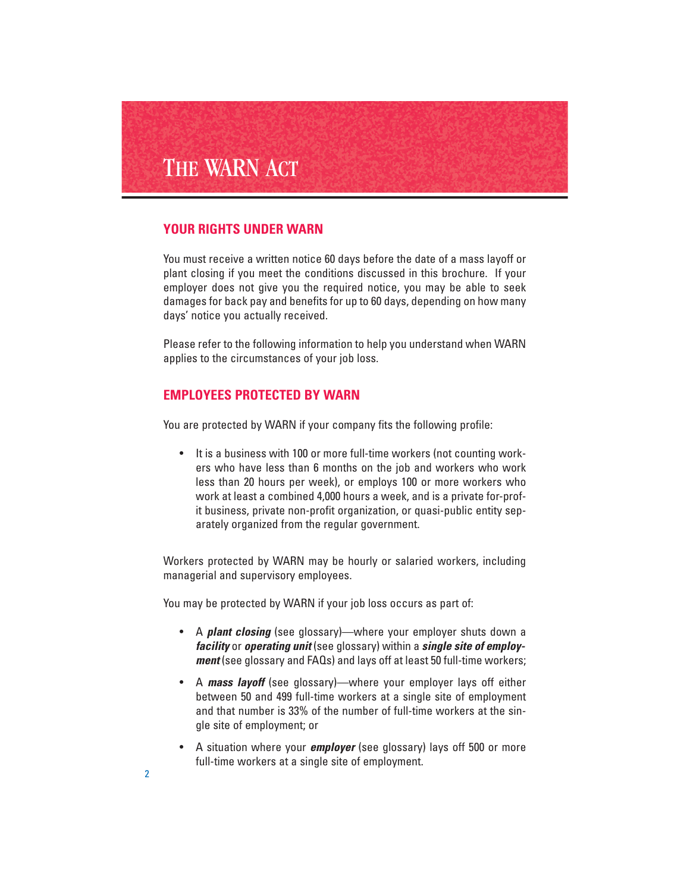# The WARN Act

## YOUR RIGHTS UNDER WARN

You must receive a written notice 60 days before the date of a mass layoff or plant closing if you meet the conditions discussed in this brochure. If your employer does not give you the required notice, you may be able to seek damages for back pay and benefits for up to 60 days, depending on how many days' notice you actually received.

Please refer to the following information to help you understand when WARN applies to the circumstances of your job loss.

## EMPLOYEES PROTECTED BY WARN

You are protected by WARN if your company fits the following profile:

- It is a business with 100 or more full-time workers (not counting workers who have less than 6 months on the job and workers who work less than 20 hours per week), or employs 100 or more workers who work at least a combined 4,000 hours a week, and is a private for-profit business, private non-profit organization, or quasi-public entity separately organized from the regular government.

Workers protected by WARN may be hourly or salaried workers, including managerial and supervisory employees.

You may be protected by WARN if your job loss occurs as part of:

- A ***plant closing*** (see glossary)—where your employer shuts down a ***facility*** or ***operating unit*** (see glossary) within a ***single site of employment*** (see glossary and FAQs) and lays off at least 50 full-time workers;
- A ***mass layoff*** (see glossary)—where your employer lays off either between 50 and 499 full-time workers at a single site of employment and that number is 33% of the number of full-time workers at the single site of employment; or
- A situation where your ***employer*** (see glossary) lays off 500 or more full-time workers at a single site of employment.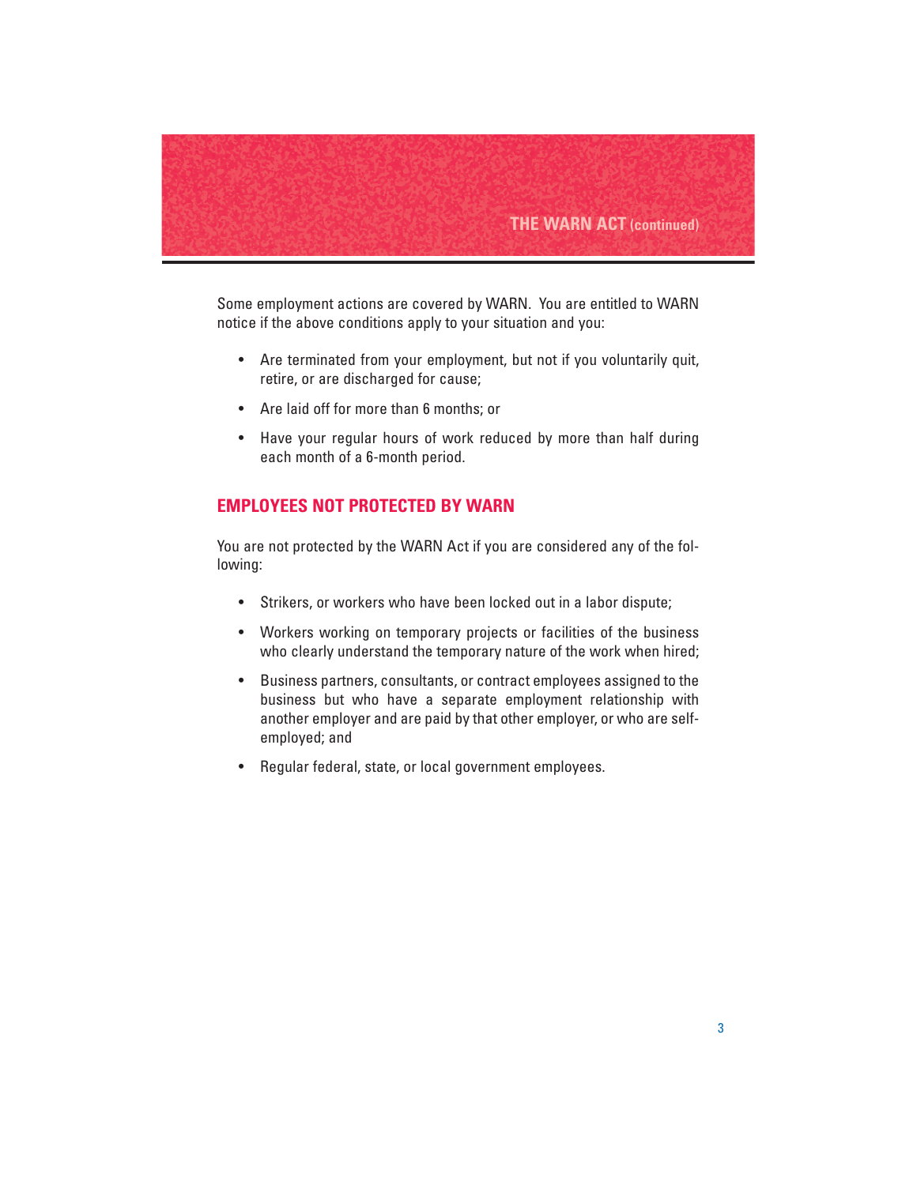Some employment actions are covered by WARN. You are entitled to WARN notice if the above conditions apply to your situation and you:

- Are terminated from your employment, but not if you voluntarily quit, retire, or are discharged for cause;
- Are laid off for more than 6 months; or
- Have your regular hours of work reduced by more than half during each month of a 6-month period.

## EMPLOYEES NOT PROTECTED BY WARN

You are not protected by the WARN Act if you are considered any of the following:

- Strikers, or workers who have been locked out in a labor dispute;
- Workers working on temporary projects or facilities of the business who clearly understand the temporary nature of the work when hired;
- Business partners, consultants, or contract employees assigned to the business but who have a separate employment relationship with another employer and are paid by that other employer, or who are self-employed; and
- Regular federal, state, or local government employees.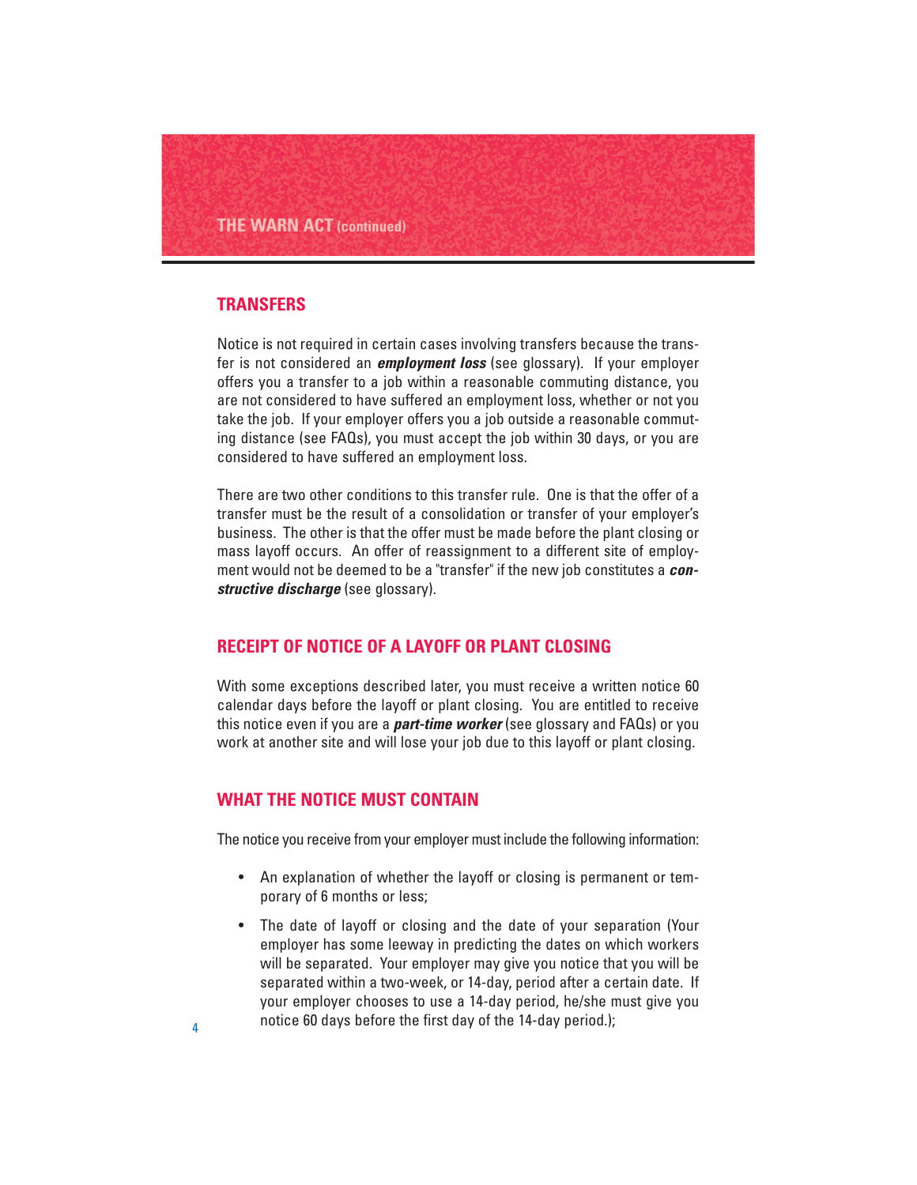## TRANSFERS

Notice is not required in certain cases involving transfers because the transfer is not considered an ***employment loss*** (see glossary). If your employer offers you a transfer to a job within a reasonable commuting distance, you are not considered to have suffered an employment loss, whether or not you take the job. If your employer offers you a job outside a reasonable commuting distance (see FAQs), you must accept the job within 30 days, or you are considered to have suffered an employment loss.

There are two other conditions to this transfer rule. One is that the offer of a transfer must be the result of a consolidation or transfer of your employer's business. The other is that the offer must be made before the plant closing or mass layoff occurs. An offer of reassignment to a different site of employment would not be deemed to be a "transfer" if the new job constitutes a ***constructive discharge*** (see glossary).

## RECEIPT OF NOTICE OF A LAYOFF OR PLANT CLOSING

With some exceptions described later, you must receive a written notice 60 calendar days before the layoff or plant closing. You are entitled to receive this notice even if you are a ***part-time worker*** (see glossary and FAQs) or you work at another site and will lose your job due to this layoff or plant closing.

## WHAT THE NOTICE MUST CONTAIN

The notice you receive from your employer must include the following information:

- An explanation of whether the layoff or closing is permanent or temporary of 6 months or less;
- The date of layoff or closing and the date of your separation (Your employer has some leeway in predicting the dates on which workers will be separated. Your employer may give you notice that you will be separated within a two-week, or 14-day, period after a certain date. If your employer chooses to use a 14-day period, he/she must give you notice 60 days before the first day of the 14-day period.);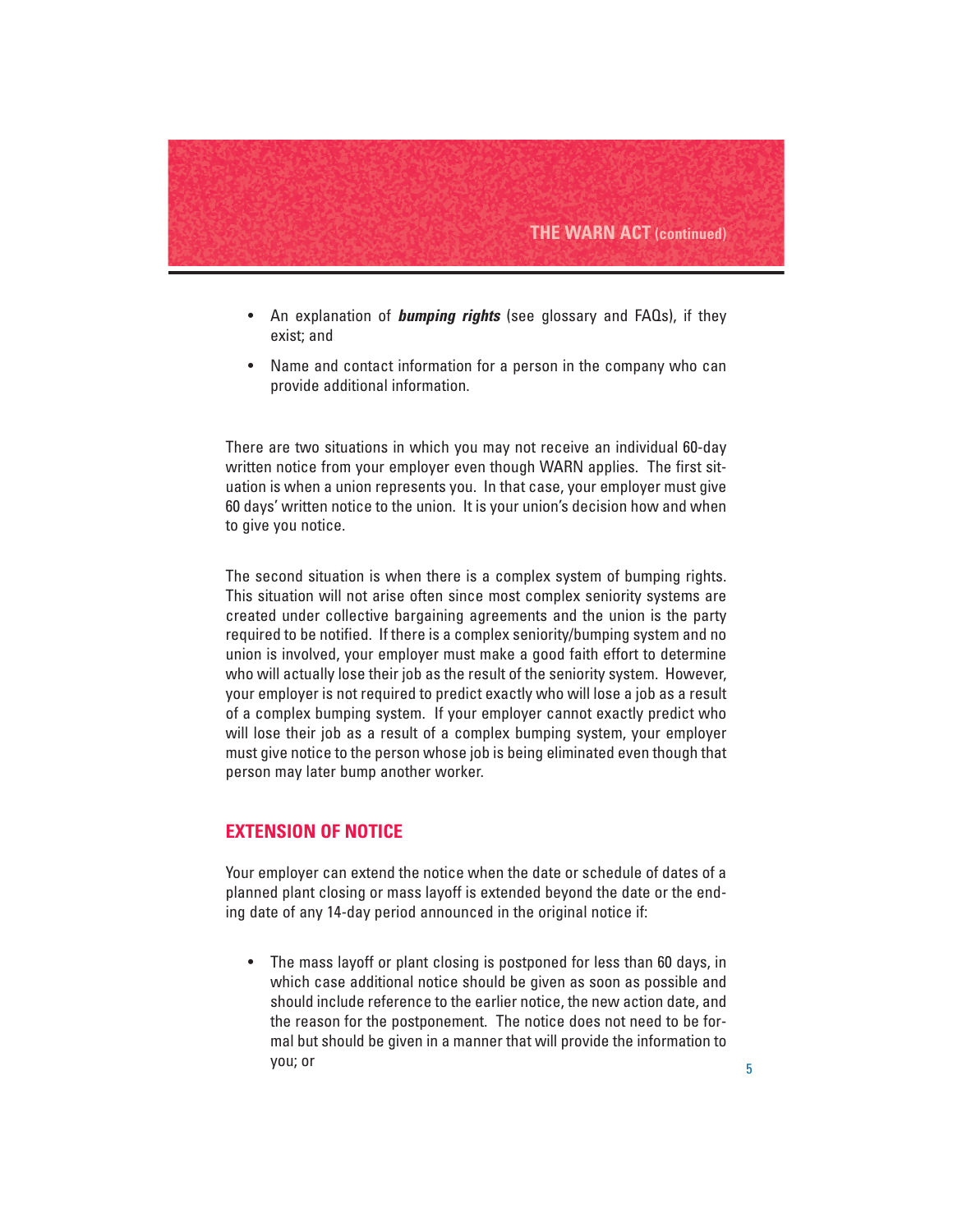- An explanation of ***bumping rights*** (see glossary and FAQs), if they exist; and
- Name and contact information for a person in the company who can provide additional information.

There are two situations in which you may not receive an individual 60-day written notice from your employer even though WARN applies. The first situation is when a union represents you. In that case, your employer must give 60 days' written notice to the union. It is your union's decision how and when to give you notice.

The second situation is when there is a complex system of bumping rights. This situation will not arise often since most complex seniority systems are created under collective bargaining agreements and the union is the party required to be notified. If there is a complex seniority/bumping system and no union is involved, your employer must make a good faith effort to determine who will actually lose their job as the result of the seniority system. However, your employer is not required to predict exactly who will lose a job as a result of a complex bumping system. If your employer cannot exactly predict who will lose their job as a result of a complex bumping system, your employer must give notice to the person whose job is being eliminated even though that person may later bump another worker.

## EXTENSION OF NOTICE

Your employer can extend the notice when the date or schedule of dates of a planned plant closing or mass layoff is extended beyond the date or the ending date of any 14-day period announced in the original notice if:

- The mass layoff or plant closing is postponed for less than 60 days, in which case additional notice should be given as soon as possible and should include reference to the earlier notice, the new action date, and the reason for the postponement. The notice does not need to be formal but should be given in a manner that will provide the information to you; or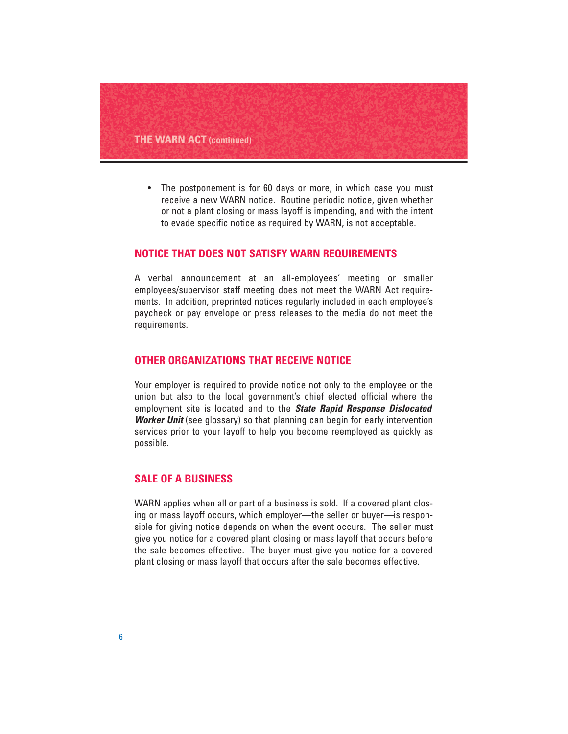- The postponement is for 60 days or more, in which case you must receive a new WARN notice. Routine periodic notice, given whether or not a plant closing or mass layoff is impending, and with the intent to evade specific notice as required by WARN, is not acceptable.

## NOTICE THAT DOES NOT SATISFY WARN REQUIREMENTS

A verbal announcement at an all-employees' meeting or smaller employees/supervisor staff meeting does not meet the WARN Act requirements. In addition, preprinted notices regularly included in each employee's paycheck or pay envelope or press releases to the media do not meet the requirements.

## OTHER ORGANIZATIONS THAT RECEIVE NOTICE

Your employer is required to provide notice not only to the employee or the union but also to the local government's chief elected official where the employment site is located and to the ***State Rapid Response Dislocated Worker Unit*** (see glossary) so that planning can begin for early intervention services prior to your layoff to help you become reemployed as quickly as possible.

## SALE OF A BUSINESS

WARN applies when all or part of a business is sold. If a covered plant closing or mass layoff occurs, which employer—the seller or buyer—is responsible for giving notice depends on when the event occurs. The seller must give you notice for a covered plant closing or mass layoff that occurs before the sale becomes effective. The buyer must give you notice for a covered plant closing or mass layoff that occurs after the sale becomes effective.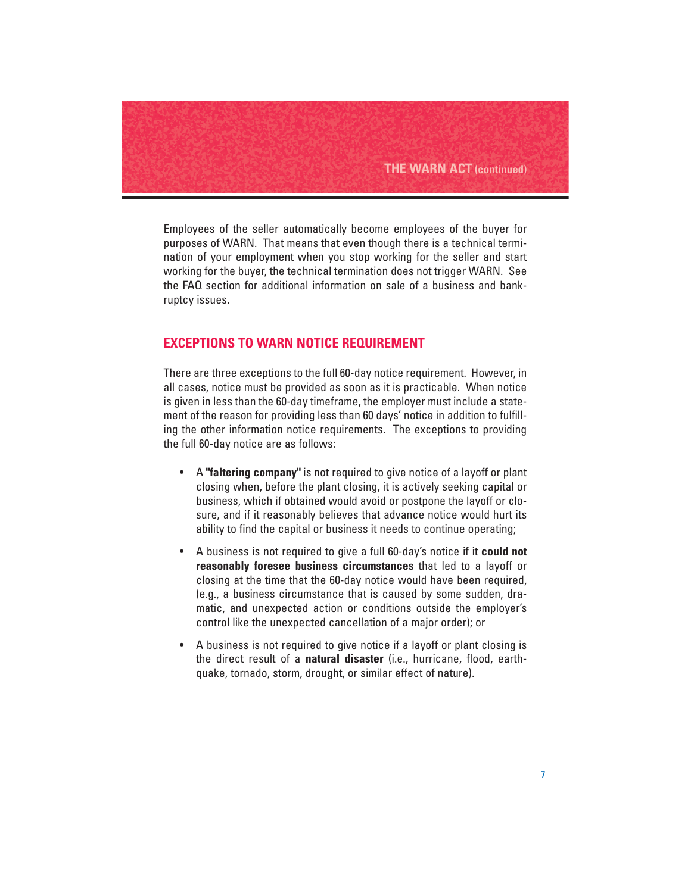Employees of the seller automatically become employees of the buyer for purposes of WARN. That means that even though there is a technical termination of your employment when you stop working for the seller and start working for the buyer, the technical termination does not trigger WARN. See the FAQ section for additional information on sale of a business and bankruptcy issues.

## EXCEPTIONS TO WARN NOTICE REQUIREMENT

There are three exceptions to the full 60-day notice requirement. However, in all cases, notice must be provided as soon as it is practicable. When notice is given in less than the 60-day timeframe, the employer must include a statement of the reason for providing less than 60 days' notice in addition to fulfilling the other information notice requirements. The exceptions to providing the full 60-day notice are as follows:

- A **"faltering company"** is not required to give notice of a layoff or plant closing when, before the plant closing, it is actively seeking capital or business, which if obtained would avoid or postpone the layoff or closure, and if it reasonably believes that advance notice would hurt its ability to find the capital or business it needs to continue operating;
- A business is not required to give a full 60-day's notice if it **could not reasonably foresee business circumstances** that led to a layoff or closing at the time that the 60-day notice would have been required, (e.g., a business circumstance that is caused by some sudden, dramatic, and unexpected action or conditions outside the employer's control like the unexpected cancellation of a major order); or
- A business is not required to give notice if a layoff or plant closing is the direct result of a **natural disaster** (i.e., hurricane, flood, earthquake, tornado, storm, drought, or similar effect of nature).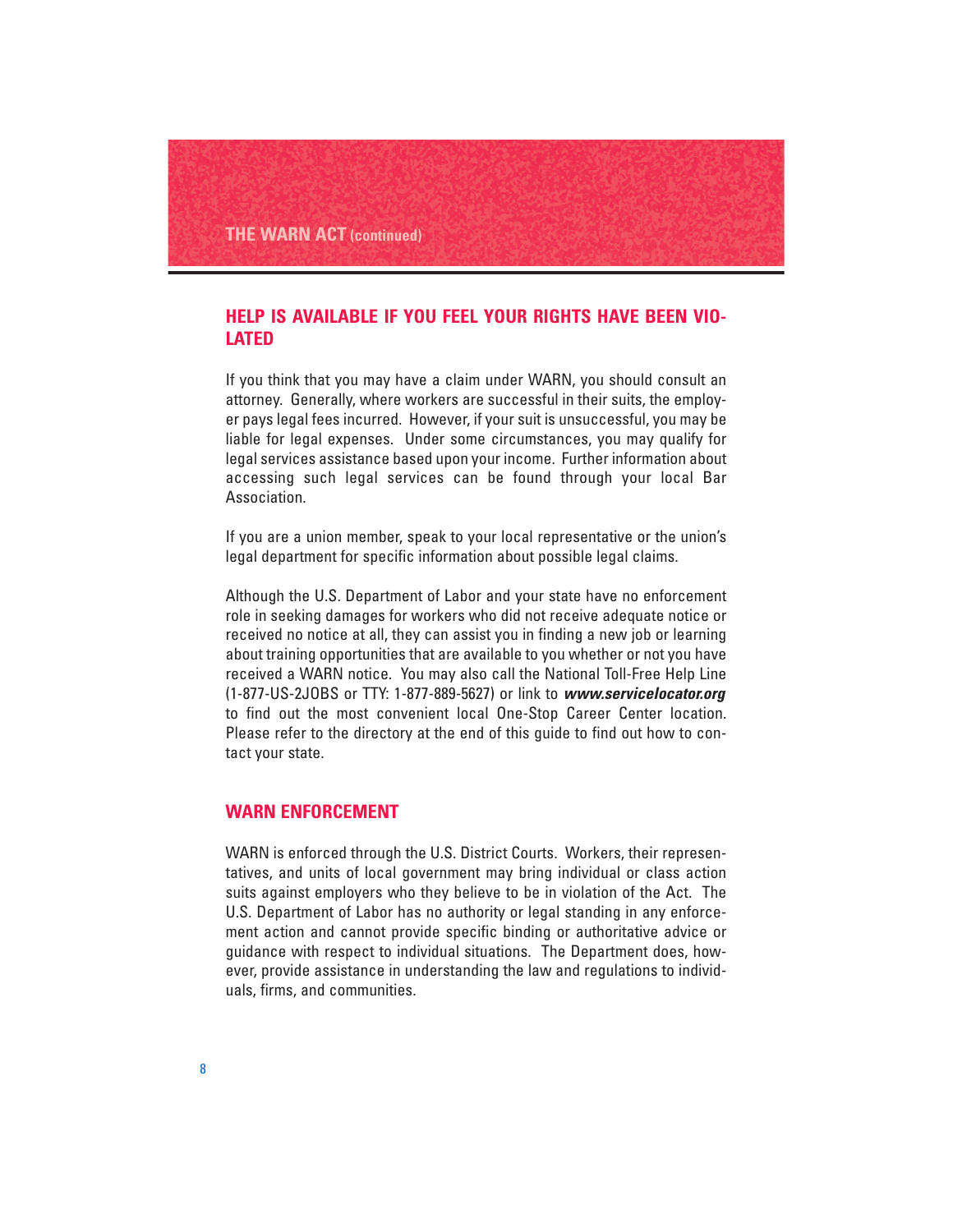## THE WARN ACT (continued)

### HELP IS AVAILABLE IF YOU FEEL YOUR RIGHTS HAVE BEEN VIOLATED

If you think that you may have a claim under WARN, you should consult an attorney. Generally, where workers are successful in their suits, the employer pays legal fees incurred. However, if your suit is unsuccessful, you may be liable for legal expenses. Under some circumstances, you may qualify for legal services assistance based upon your income. Further information about accessing such legal services can be found through your local Bar Association.

If you are a union member, speak to your local representative or the union's legal department for specific information about possible legal claims.

Although the U.S. Department of Labor and your state have no enforcement role in seeking damages for workers who did not receive adequate notice or received no notice at all, they can assist you in finding a new job or learning about training opportunities that are available to you whether or not you have received a WARN notice. You may also call the National Toll-Free Help Line (1-877-US-2JOBS or TTY: 1-877-889-5627) or link to ***www.servicelocator.org*** to find out the most convenient local One-Stop Career Center location. Please refer to the directory at the end of this guide to find out how to contact your state.

### WARN ENFORCEMENT

WARN is enforced through the U.S. District Courts. Workers, their representatives, and units of local government may bring individual or class action suits against employers who they believe to be in violation of the Act. The U.S. Department of Labor has no authority or legal standing in any enforcement action and cannot provide specific binding or authoritative advice or guidance with respect to individual situations. The Department does, however, provide assistance in understanding the law and regulations to individuals, firms, and communities.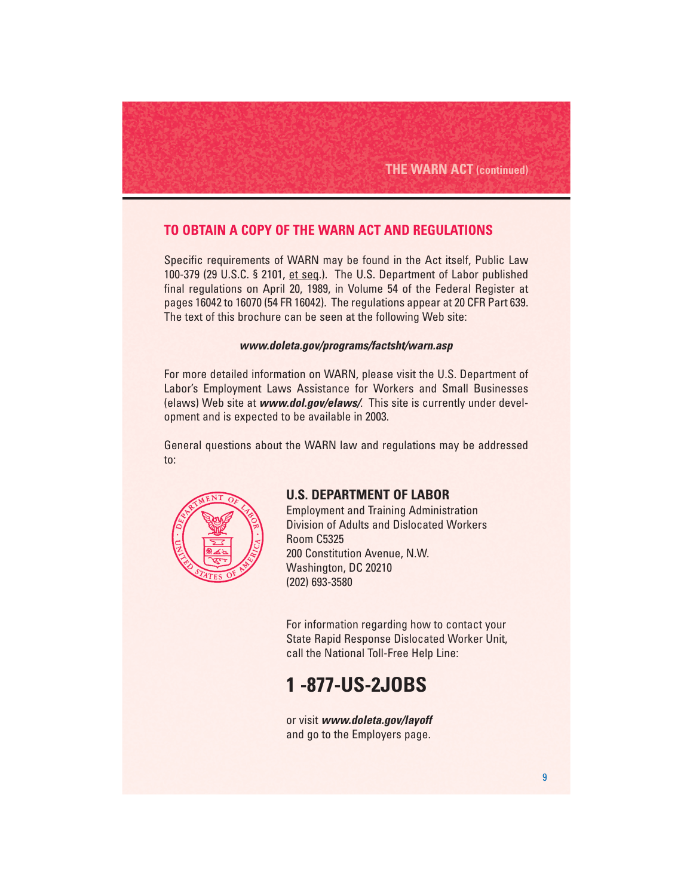## TO OBTAIN A COPY OF THE WARN ACT AND REGULATIONS

Specific requirements of WARN may be found in the Act itself, Public Law 100-379 (29 U.S.C. § 2101, et seq.). The U.S. Department of Labor published final regulations on April 20, 1989, in Volume 54 of the Federal Register at pages 16042 to 16070 (54 FR 16042). The regulations appear at 20 CFR Part 639. The text of this brochure can be seen at the following Web site:

***www.doleta.gov/programs/factsht/warn.asp***

For more detailed information on WARN, please visit the U.S. Department of Labor's Employment Laws Assistance for Workers and Small Businesses (elaws) Web site at ***www.dol.gov/elaws/***. This site is currently under development and is expected to be available in 2003.

General questions about the WARN law and regulations may be addressed to:

**U.S. DEPARTMENT OF LABOR**
Employment and Training Administration
Division of Adults and Dislocated Workers
Room C5325
200 Constitution Avenue, N.W.
Washington, DC 20210
(202) 693-3580

For information regarding how to contact your State Rapid Response Dislocated Worker Unit, call the National Toll-Free Help Line:

# 1 -877-US-2JOBS

or visit ***www.doleta.gov/layoff*** and go to the Employers page.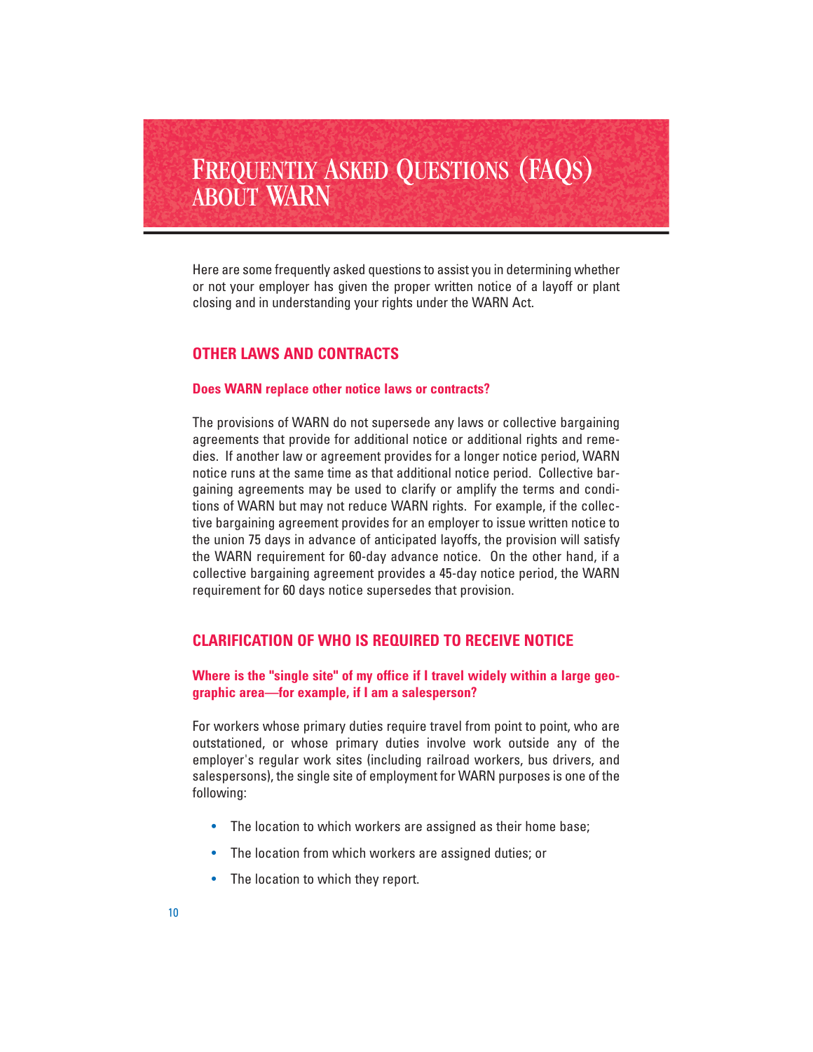# Frequently Asked Questions (FAQs) about WARN

Here are some frequently asked questions to assist you in determining whether or not your employer has given the proper written notice of a layoff or plant closing and in understanding your rights under the WARN Act.

## OTHER LAWS AND CONTRACTS

### Does WARN replace other notice laws or contracts?

The provisions of WARN do not supersede any laws or collective bargaining agreements that provide for additional notice or additional rights and remedies. If another law or agreement provides for a longer notice period, WARN notice runs at the same time as that additional notice period. Collective bargaining agreements may be used to clarify or amplify the terms and conditions of WARN but may not reduce WARN rights. For example, if the collective bargaining agreement provides for an employer to issue written notice to the union 75 days in advance of anticipated layoffs, the provision will satisfy the WARN requirement for 60-day advance notice. On the other hand, if a collective bargaining agreement provides a 45-day notice period, the WARN requirement for 60 days notice supersedes that provision.

## CLARIFICATION OF WHO IS REQUIRED TO RECEIVE NOTICE

### Where is the "single site" of my office if I travel widely within a large geographic area—for example, if I am a salesperson?

For workers whose primary duties require travel from point to point, who are outstationed, or whose primary duties involve work outside any of the employer's regular work sites (including railroad workers, bus drivers, and salespersons), the single site of employment for WARN purposes is one of the following:

- The location to which workers are assigned as their home base;
- The location from which workers are assigned duties; or
- The location to which they report.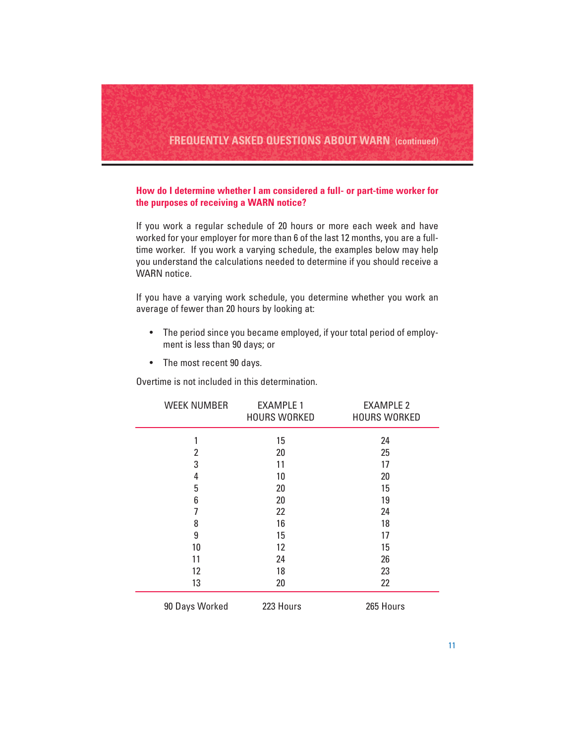## FREQUENTLY ASKED QUESTIONS ABOUT WARN (continued)

**How do I determine whether I am considered a full- or part-time worker for the purposes of receiving a WARN notice?**

If you work a regular schedule of 20 hours or more each week and have worked for your employer for more than 6 of the last 12 months, you are a full-time worker. If you work a varying schedule, the examples below may help you understand the calculations needed to determine if you should receive a WARN notice.

If you have a varying work schedule, you determine whether you work an average of fewer than 20 hours by looking at:

- The period since you became employed, if your total period of employment is less than 90 days; or
- The most recent 90 days.

Overtime is not included in this determination.

| WEEK NUMBER | EXAMPLE 1 HOURS WORKED | EXAMPLE 2 HOURS WORKED |
|---|---|---|
| 1 | 15 | 24 |
| 2 | 20 | 25 |
| 3 | 11 | 17 |
| 4 | 10 | 20 |
| 5 | 20 | 15 |
| 6 | 20 | 19 |
| 7 | 22 | 24 |
| 8 | 16 | 18 |
| 9 | 15 | 17 |
| 10 | 12 | 15 |
| 11 | 24 | 26 |
| 12 | 18 | 23 |
| 13 | 20 | 22 |
| 90 Days Worked | 223 Hours | 265 Hours |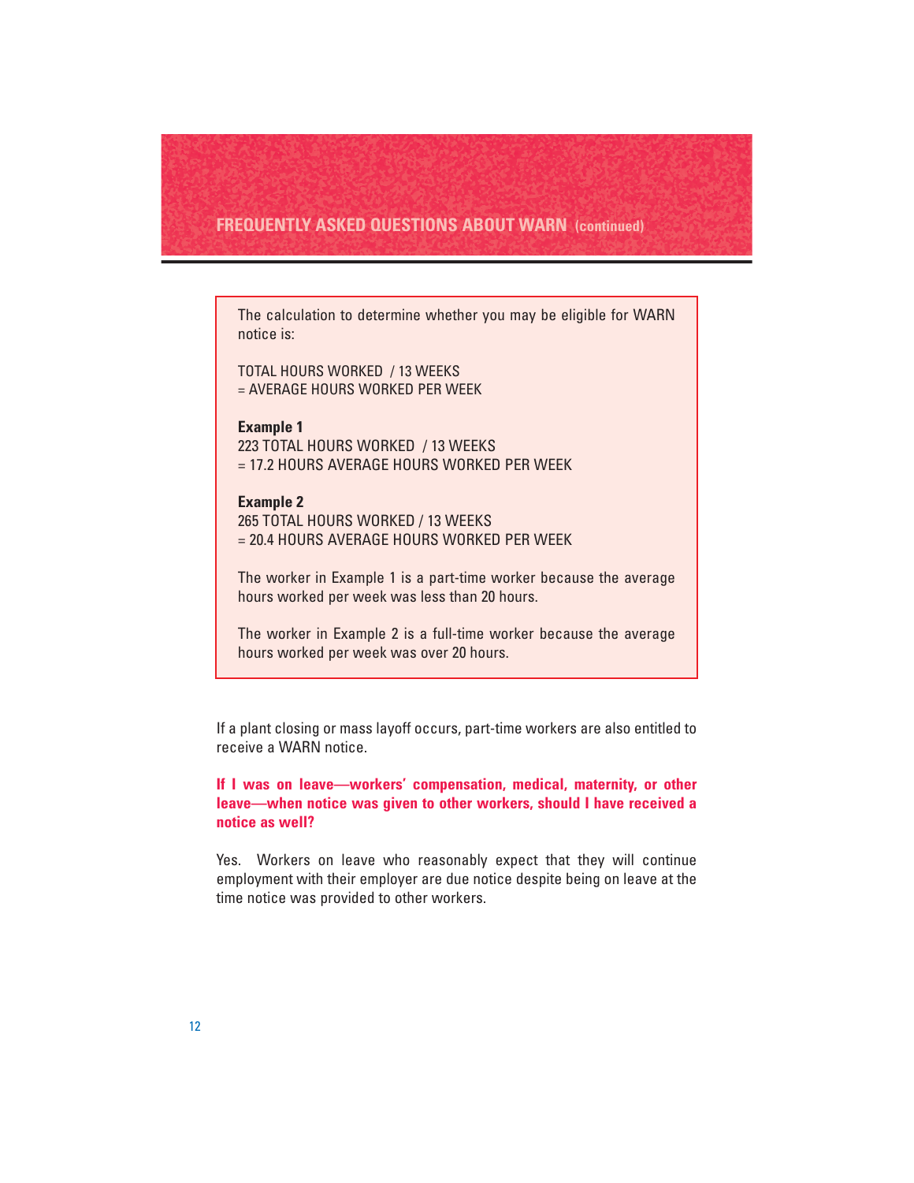## FREQUENTLY ASKED QUESTIONS ABOUT WARN (continued)

The calculation to determine whether you may be eligible for WARN notice is:

TOTAL HOURS WORKED / 13 WEEKS
= AVERAGE HOURS WORKED PER WEEK

**Example 1**
223 TOTAL HOURS WORKED / 13 WEEKS
= 17.2 HOURS AVERAGE HOURS WORKED PER WEEK

**Example 2**
265 TOTAL HOURS WORKED / 13 WEEKS
= 20.4 HOURS AVERAGE HOURS WORKED PER WEEK

The worker in Example 1 is a part-time worker because the average hours worked per week was less than 20 hours.

The worker in Example 2 is a full-time worker because the average hours worked per week was over 20 hours.

If a plant closing or mass layoff occurs, part-time workers are also entitled to receive a WARN notice.

**If I was on leave—workers' compensation, medical, maternity, or other leave—when notice was given to other workers, should I have received a notice as well?**

Yes. Workers on leave who reasonably expect that they will continue employment with their employer are due notice despite being on leave at the time notice was provided to other workers.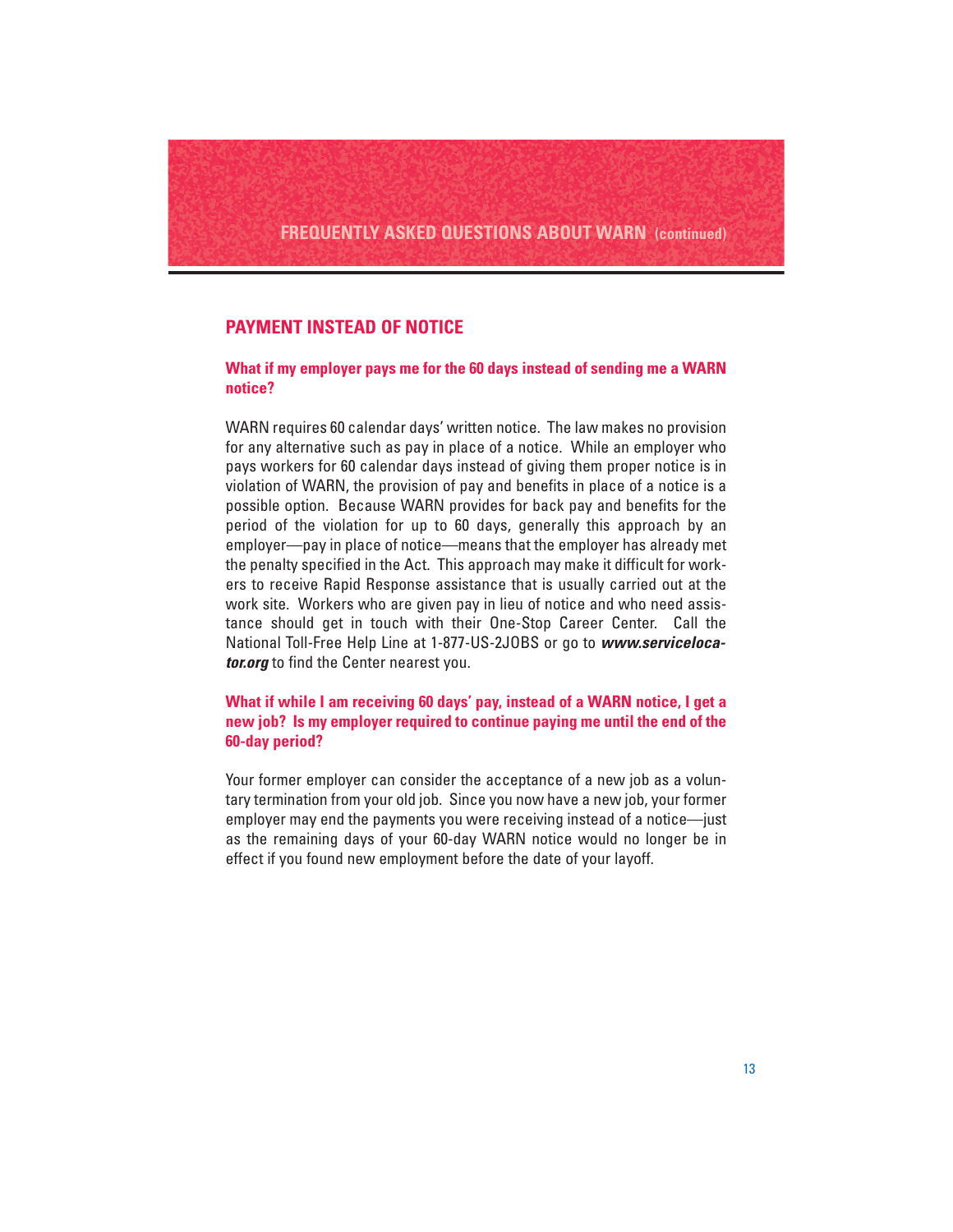## PAYMENT INSTEAD OF NOTICE

### What if my employer pays me for the 60 days instead of sending me a WARN notice?

WARN requires 60 calendar days' written notice. The law makes no provision for any alternative such as pay in place of a notice. While an employer who pays workers for 60 calendar days instead of giving them proper notice is in violation of WARN, the provision of pay and benefits in place of a notice is a possible option. Because WARN provides for back pay and benefits for the period of the violation for up to 60 days, generally this approach by an employer—pay in place of notice—means that the employer has already met the penalty specified in the Act. This approach may make it difficult for workers to receive Rapid Response assistance that is usually carried out at the work site. Workers who are given pay in lieu of notice and who need assistance should get in touch with their One-Stop Career Center. Call the National Toll-Free Help Line at 1-877-US-2JOBS or go to ***www.servicelocator.org*** to find the Center nearest you.

### What if while I am receiving 60 days' pay, instead of a WARN notice, I get a new job? Is my employer required to continue paying me until the end of the 60-day period?

Your former employer can consider the acceptance of a new job as a voluntary termination from your old job. Since you now have a new job, your former employer may end the payments you were receiving instead of a notice—just as the remaining days of your 60-day WARN notice would no longer be in effect if you found new employment before the date of your layoff.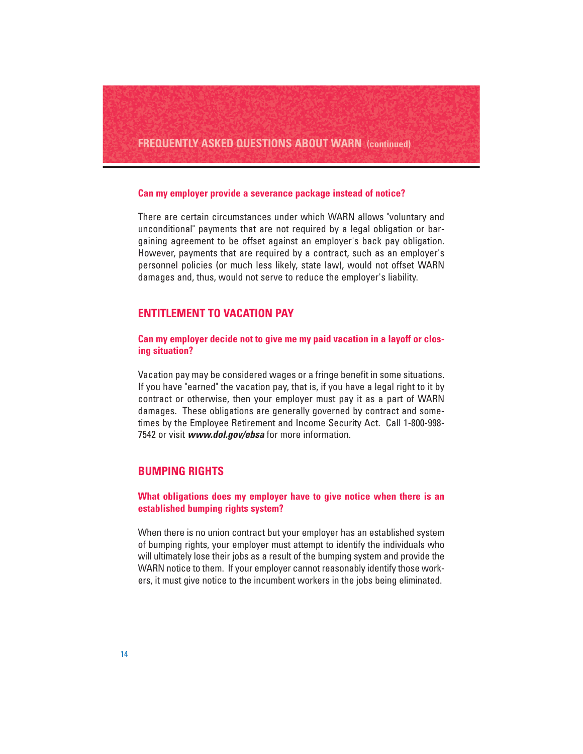## FREQUENTLY ASKED QUESTIONS ABOUT WARN (continued)

**Can my employer provide a severance package instead of notice?**

There are certain circumstances under which WARN allows "voluntary and unconditional" payments that are not required by a legal obligation or bargaining agreement to be offset against an employer's back pay obligation. However, payments that are required by a contract, such as an employer's personnel policies (or much less likely, state law), would not offset WARN damages and, thus, would not serve to reduce the employer's liability.

## ENTITLEMENT TO VACATION PAY

**Can my employer decide not to give me my paid vacation in a layoff or closing situation?**

Vacation pay may be considered wages or a fringe benefit in some situations. If you have "earned" the vacation pay, that is, if you have a legal right to it by contract or otherwise, then your employer must pay it as a part of WARN damages. These obligations are generally governed by contract and sometimes by the Employee Retirement and Income Security Act. Call 1-800-998-7542 or visit ***www.dol.gov/ebsa*** for more information.

## BUMPING RIGHTS

**What obligations does my employer have to give notice when there is an established bumping rights system?**

When there is no union contract but your employer has an established system of bumping rights, your employer must attempt to identify the individuals who will ultimately lose their jobs as a result of the bumping system and provide the WARN notice to them. If your employer cannot reasonably identify those workers, it must give notice to the incumbent workers in the jobs being eliminated.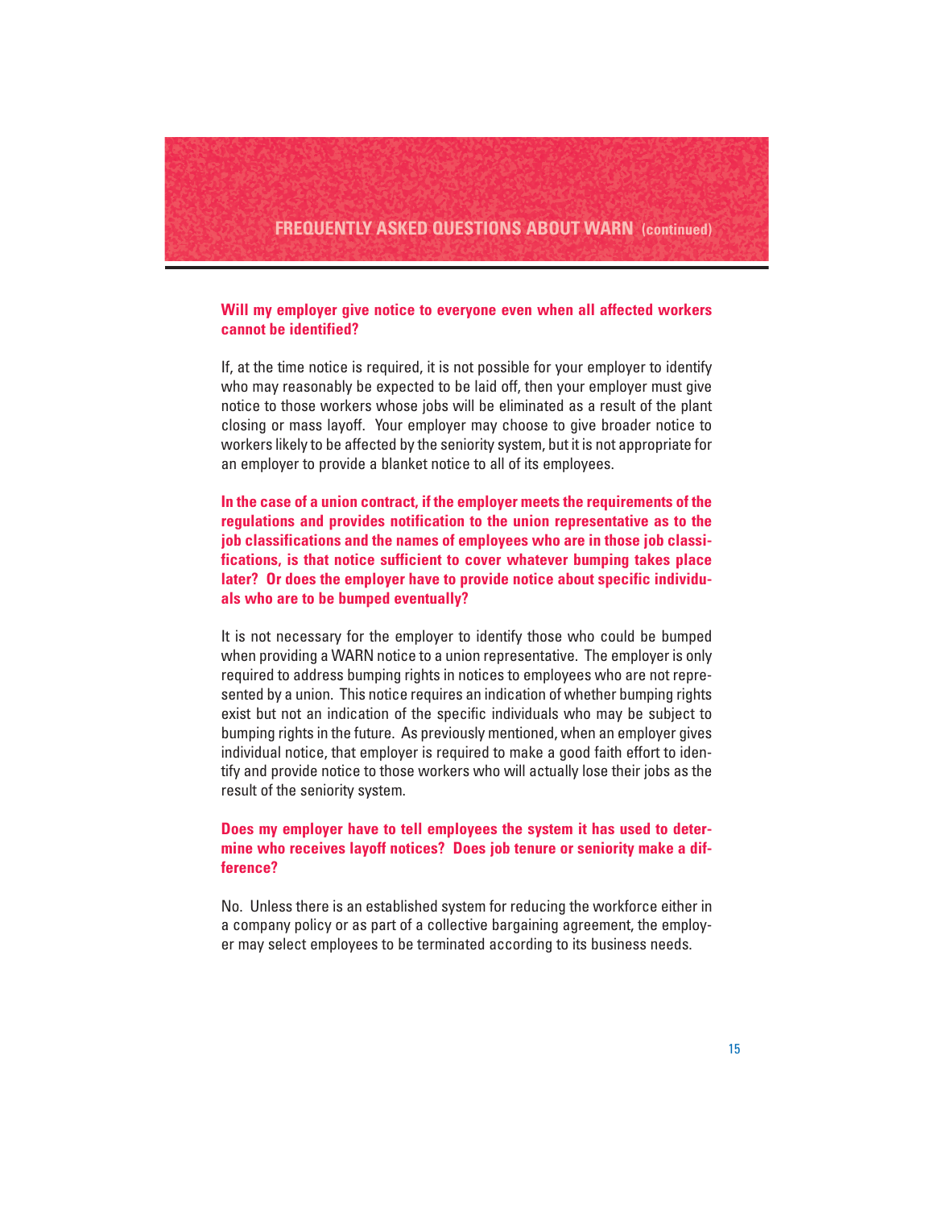## FREQUENTLY ASKED QUESTIONS ABOUT WARN (continued)

**Will my employer give notice to everyone even when all affected workers cannot be identified?**

If, at the time notice is required, it is not possible for your employer to identify who may reasonably be expected to be laid off, then your employer must give notice to those workers whose jobs will be eliminated as a result of the plant closing or mass layoff. Your employer may choose to give broader notice to workers likely to be affected by the seniority system, but it is not appropriate for an employer to provide a blanket notice to all of its employees.

**In the case of a union contract, if the employer meets the requirements of the regulations and provides notification to the union representative as to the job classifications and the names of employees who are in those job classifications, is that notice sufficient to cover whatever bumping takes place later? Or does the employer have to provide notice about specific individuals who are to be bumped eventually?**

It is not necessary for the employer to identify those who could be bumped when providing a WARN notice to a union representative. The employer is only required to address bumping rights in notices to employees who are not represented by a union. This notice requires an indication of whether bumping rights exist but not an indication of the specific individuals who may be subject to bumping rights in the future. As previously mentioned, when an employer gives individual notice, that employer is required to make a good faith effort to identify and provide notice to those workers who will actually lose their jobs as the result of the seniority system.

**Does my employer have to tell employees the system it has used to determine who receives layoff notices? Does job tenure or seniority make a difference?**

No. Unless there is an established system for reducing the workforce either in a company policy or as part of a collective bargaining agreement, the employer may select employees to be terminated according to its business needs.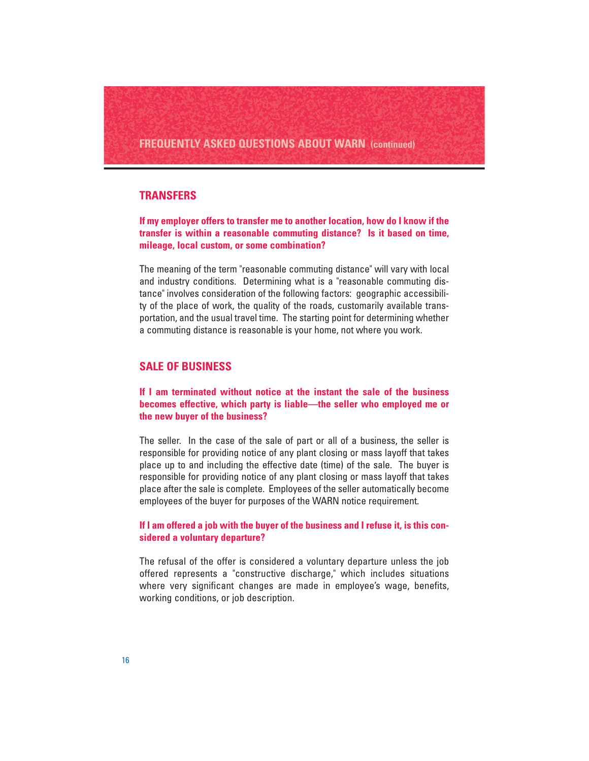## FREQUENTLY ASKED QUESTIONS ABOUT WARN (continued)

### TRANSFERS

**If my employer offers to transfer me to another location, how do I know if the transfer is within a reasonable commuting distance? Is it based on time, mileage, local custom, or some combination?**

The meaning of the term "reasonable commuting distance" will vary with local and industry conditions. Determining what is a "reasonable commuting distance" involves consideration of the following factors: geographic accessibility of the place of work, the quality of the roads, customarily available transportation, and the usual travel time. The starting point for determining whether a commuting distance is reasonable is your home, not where you work.

### SALE OF BUSINESS

**If I am terminated without notice at the instant the sale of the business becomes effective, which party is liable—the seller who employed me or the new buyer of the business?**

The seller. In the case of the sale of part or all of a business, the seller is responsible for providing notice of any plant closing or mass layoff that takes place up to and including the effective date (time) of the sale. The buyer is responsible for providing notice of any plant closing or mass layoff that takes place after the sale is complete. Employees of the seller automatically become employees of the buyer for purposes of the WARN notice requirement.

**If I am offered a job with the buyer of the business and I refuse it, is this considered a voluntary departure?**

The refusal of the offer is considered a voluntary departure unless the job offered represents a "constructive discharge," which includes situations where very significant changes are made in employee's wage, benefits, working conditions, or job description.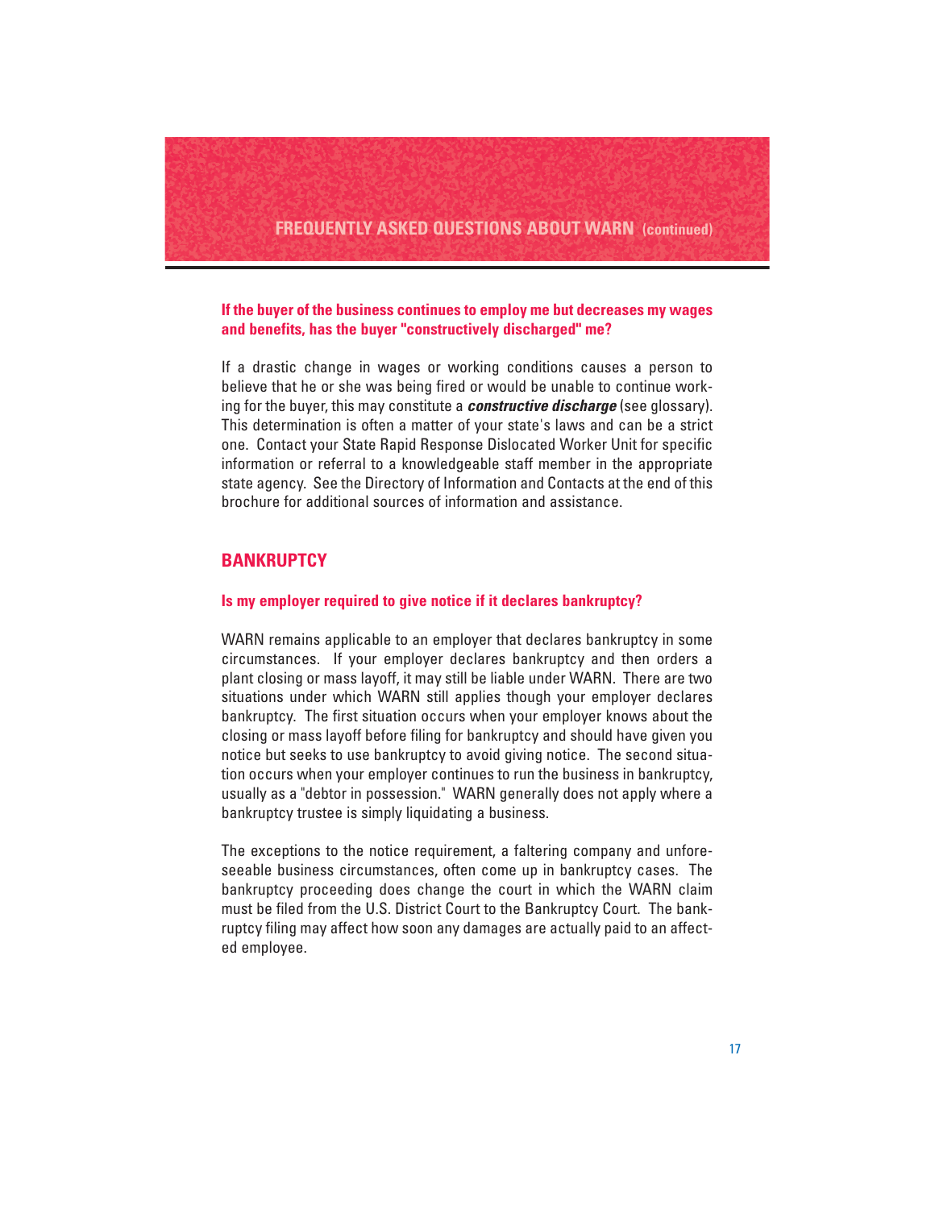### If the buyer of the business continues to employ me but decreases my wages and benefits, has the buyer "constructively discharged" me?

If a drastic change in wages or working conditions causes a person to believe that he or she was being fired or would be unable to continue working for the buyer, this may constitute a ***constructive discharge*** (see glossary). This determination is often a matter of your state's laws and can be a strict one. Contact your State Rapid Response Dislocated Worker Unit for specific information or referral to a knowledgeable staff member in the appropriate state agency. See the Directory of Information and Contacts at the end of this brochure for additional sources of information and assistance.

## BANKRUPTCY

### Is my employer required to give notice if it declares bankruptcy?

WARN remains applicable to an employer that declares bankruptcy in some circumstances. If your employer declares bankruptcy and then orders a plant closing or mass layoff, it may still be liable under WARN. There are two situations under which WARN still applies though your employer declares bankruptcy. The first situation occurs when your employer knows about the closing or mass layoff before filing for bankruptcy and should have given you notice but seeks to use bankruptcy to avoid giving notice. The second situation occurs when your employer continues to run the business in bankruptcy, usually as a "debtor in possession." WARN generally does not apply where a bankruptcy trustee is simply liquidating a business.

The exceptions to the notice requirement, a faltering company and unforeseeable business circumstances, often come up in bankruptcy cases. The bankruptcy proceeding does change the court in which the WARN claim must be filed from the U.S. District Court to the Bankruptcy Court. The bankruptcy filing may affect how soon any damages are actually paid to an affected employee.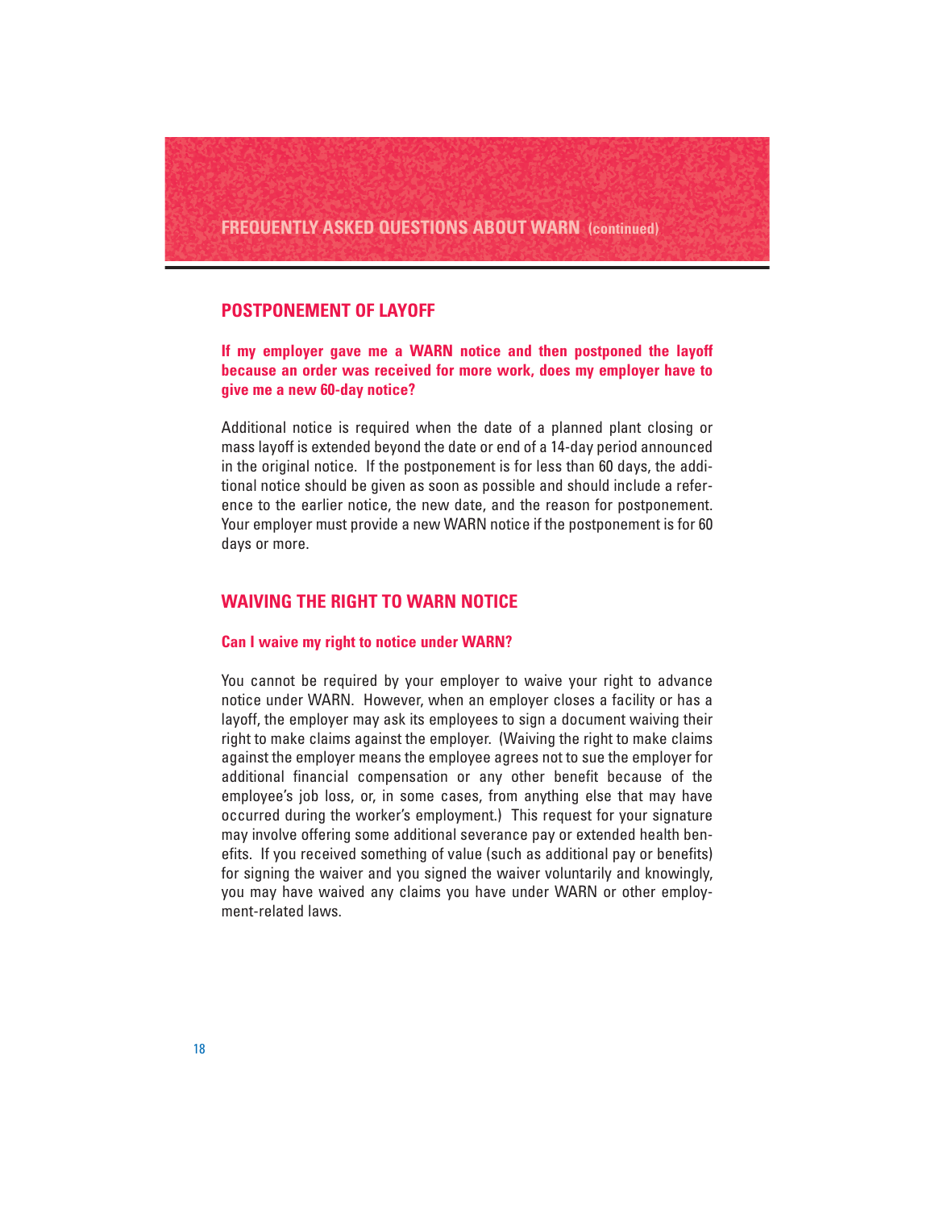## FREQUENTLY ASKED QUESTIONS ABOUT WARN (continued)

### POSTPONEMENT OF LAYOFF

**If my employer gave me a WARN notice and then postponed the layoff because an order was received for more work, does my employer have to give me a new 60-day notice?**

Additional notice is required when the date of a planned plant closing or mass layoff is extended beyond the date or end of a 14-day period announced in the original notice. If the postponement is for less than 60 days, the additional notice should be given as soon as possible and should include a reference to the earlier notice, the new date, and the reason for postponement. Your employer must provide a new WARN notice if the postponement is for 60 days or more.

### WAIVING THE RIGHT TO WARN NOTICE

**Can I waive my right to notice under WARN?**

You cannot be required by your employer to waive your right to advance notice under WARN. However, when an employer closes a facility or has a layoff, the employer may ask its employees to sign a document waiving their right to make claims against the employer. (Waiving the right to make claims against the employer means the employee agrees not to sue the employer for additional financial compensation or any other benefit because of the employee's job loss, or, in some cases, from anything else that may have occurred during the worker's employment.) This request for your signature may involve offering some additional severance pay or extended health benefits. If you received something of value (such as additional pay or benefits) for signing the waiver and you signed the waiver voluntarily and knowingly, you may have waived any claims you have under WARN or other employment-related laws.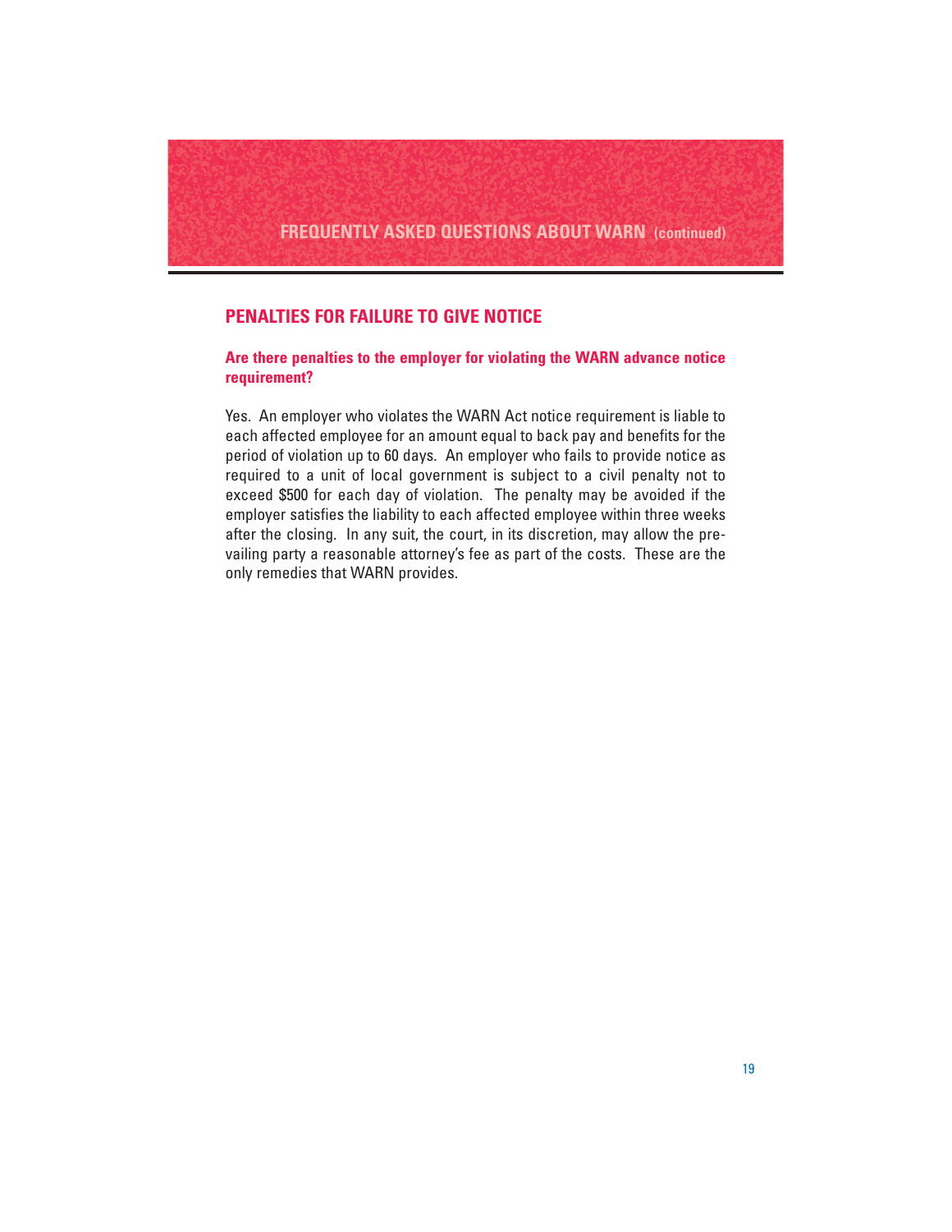## PENALTIES FOR FAILURE TO GIVE NOTICE

### Are there penalties to the employer for violating the WARN advance notice requirement?

Yes. An employer who violates the WARN Act notice requirement is liable to each affected employee for an amount equal to back pay and benefits for the period of violation up to 60 days. An employer who fails to provide notice as required to a unit of local government is subject to a civil penalty not to exceed $500 for each day of violation. The penalty may be avoided if the employer satisfies the liability to each affected employee within three weeks after the closing. In any suit, the court, in its discretion, may allow the prevailing party a reasonable attorney's fee as part of the costs. These are the only remedies that WARN provides.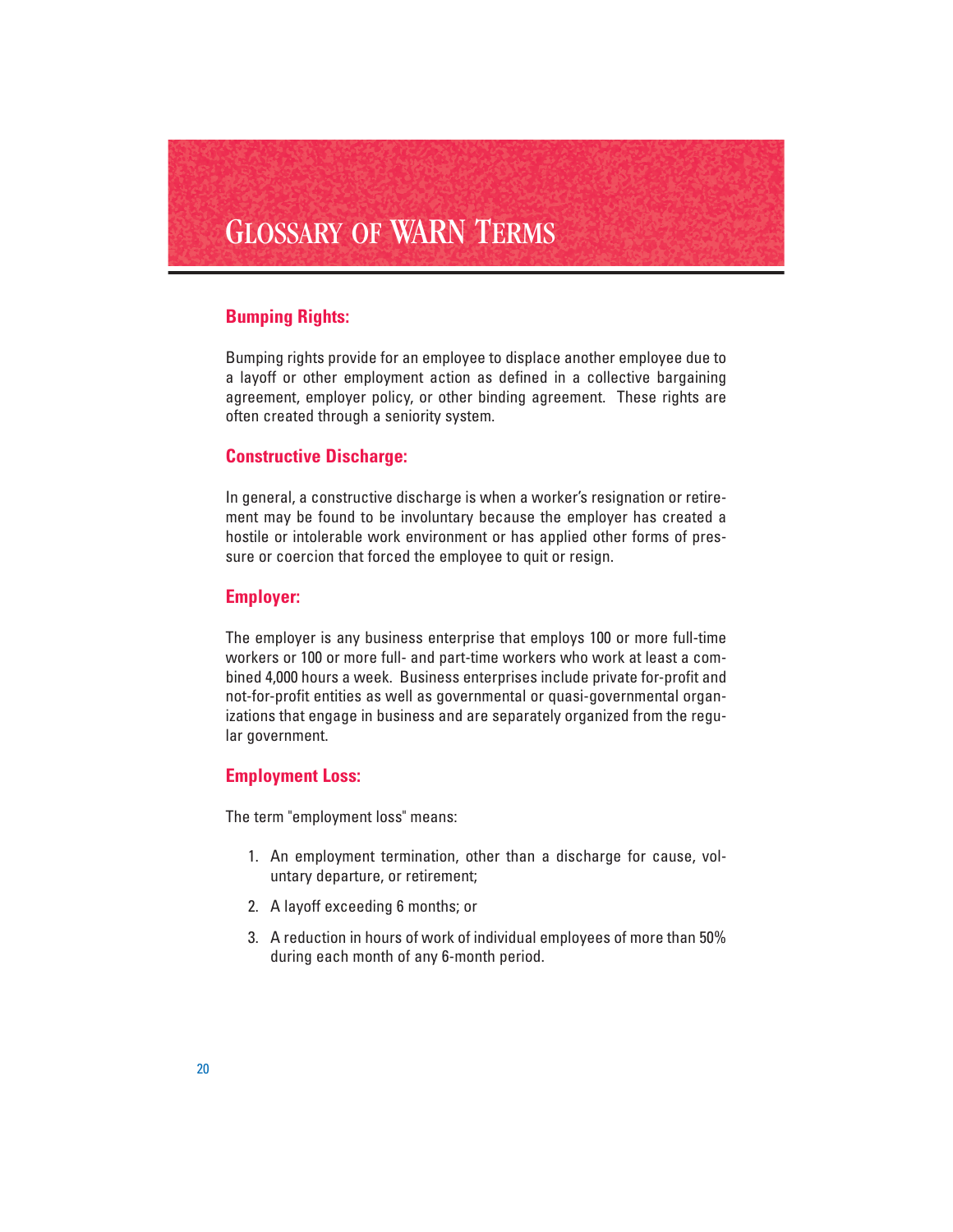# Glossary of WARN Terms

## Bumping Rights:

Bumping rights provide for an employee to displace another employee due to a layoff or other employment action as defined in a collective bargaining agreement, employer policy, or other binding agreement. These rights are often created through a seniority system.

## Constructive Discharge:

In general, a constructive discharge is when a worker's resignation or retirement may be found to be involuntary because the employer has created a hostile or intolerable work environment or has applied other forms of pressure or coercion that forced the employee to quit or resign.

## Employer:

The employer is any business enterprise that employs 100 or more full-time workers or 100 or more full- and part-time workers who work at least a combined 4,000 hours a week. Business enterprises include private for-profit and not-for-profit entities as well as governmental or quasi-governmental organizations that engage in business and are separately organized from the regular government.

## Employment Loss:

The term "employment loss" means:

1. An employment termination, other than a discharge for cause, voluntary departure, or retirement;
2. A layoff exceeding 6 months; or
3. A reduction in hours of work of individual employees of more than 50% during each month of any 6-month period.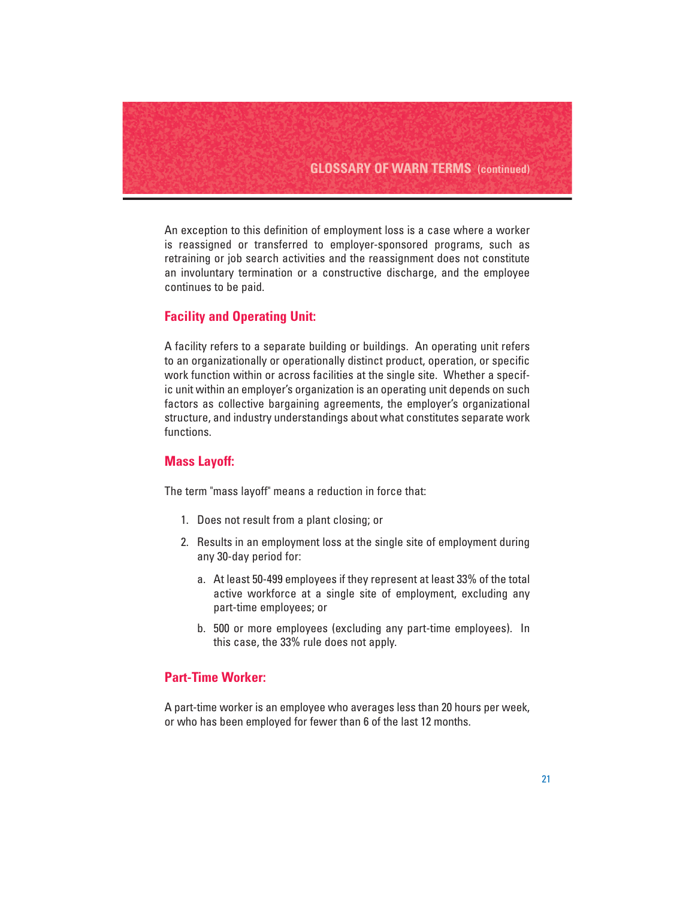An exception to this definition of employment loss is a case where a worker is reassigned or transferred to employer-sponsored programs, such as retraining or job search activities and the reassignment does not constitute an involuntary termination or a constructive discharge, and the employee continues to be paid.

### Facility and Operating Unit:

A facility refers to a separate building or buildings. An operating unit refers to an organizationally or operationally distinct product, operation, or specific work function within or across facilities at the single site. Whether a specific unit within an employer's organization is an operating unit depends on such factors as collective bargaining agreements, the employer's organizational structure, and industry understandings about what constitutes separate work functions.

### Mass Layoff:

The term "mass layoff" means a reduction in force that:

1. Does not result from a plant closing; or
2. Results in an employment loss at the single site of employment during any 30-day period for:
   a. At least 50-499 employees if they represent at least 33% of the total active workforce at a single site of employment, excluding any part-time employees; or
   b. 500 or more employees (excluding any part-time employees). In this case, the 33% rule does not apply.

### Part-Time Worker:

A part-time worker is an employee who averages less than 20 hours per week, or who has been employed for fewer than 6 of the last 12 months.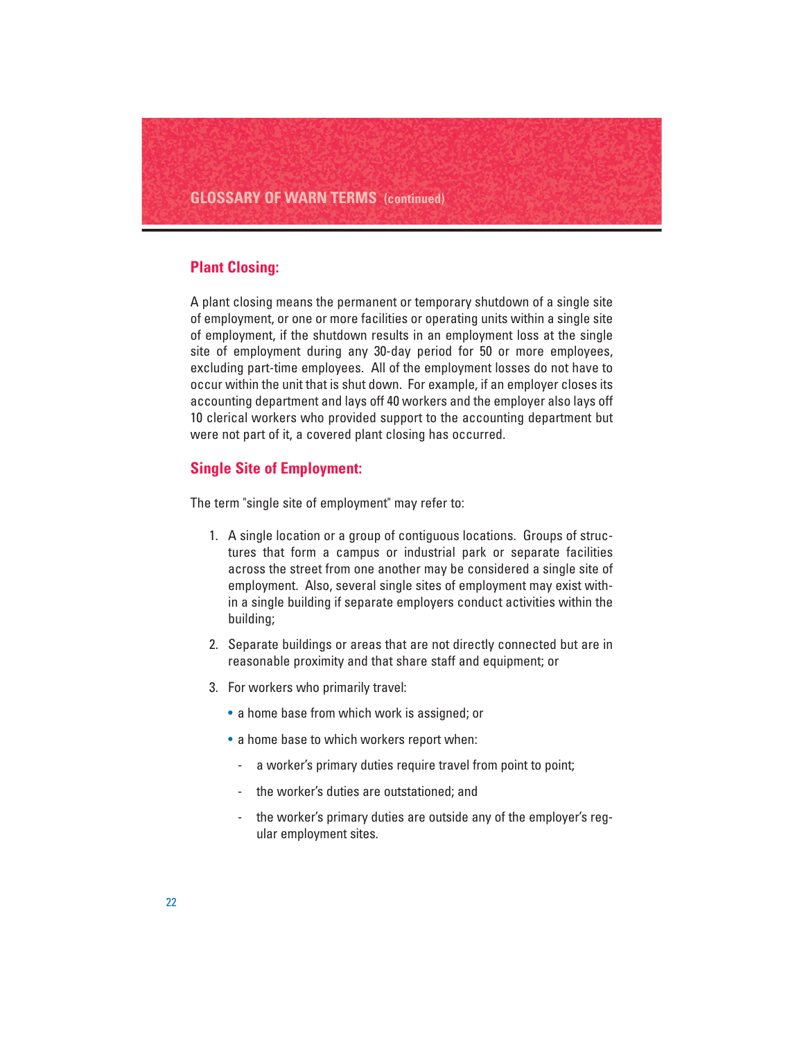## GLOSSARY OF WARN TERMS (continued)

### Plant Closing:

A plant closing means the permanent or temporary shutdown of a single site of employment, or one or more facilities or operating units within a single site of employment, if the shutdown results in an employment loss at the single site of employment during any 30-day period for 50 or more employees, excluding part-time employees. All of the employment losses do not have to occur within the unit that is shut down. For example, if an employer closes its accounting department and lays off 40 workers and the employer also lays off 10 clerical workers who provided support to the accounting department but were not part of it, a covered plant closing has occurred.

### Single Site of Employment:

The term "single site of employment" may refer to:

1. A single location or a group of contiguous locations. Groups of structures that form a campus or industrial park or separate facilities across the street from one another may be considered a single site of employment. Also, several single sites of employment may exist within a single building if separate employers conduct activities within the building;
2. Separate buildings or areas that are not directly connected but are in reasonable proximity and that share staff and equipment; or
3. For workers who primarily travel:
   - a home base from which work is assigned; or
   - a home base to which workers report when:
     - a worker's primary duties require travel from point to point;
     - the worker's duties are outstationed; and
     - the worker's primary duties are outside any of the employer's regular employment sites.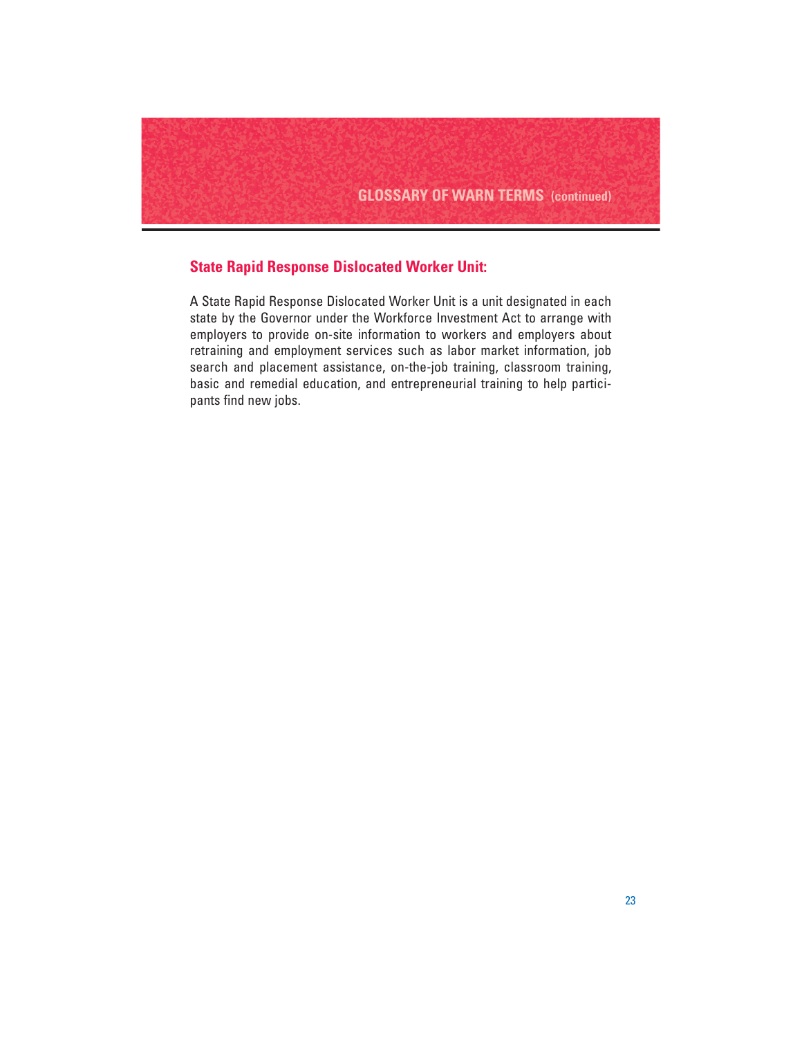## State Rapid Response Dislocated Worker Unit:

A State Rapid Response Dislocated Worker Unit is a unit designated in each state by the Governor under the Workforce Investment Act to arrange with employers to provide on-site information to workers and employers about retraining and employment services such as labor market information, job search and placement assistance, on-the-job training, classroom training, basic and remedial education, and entrepreneurial training to help participants find new jobs.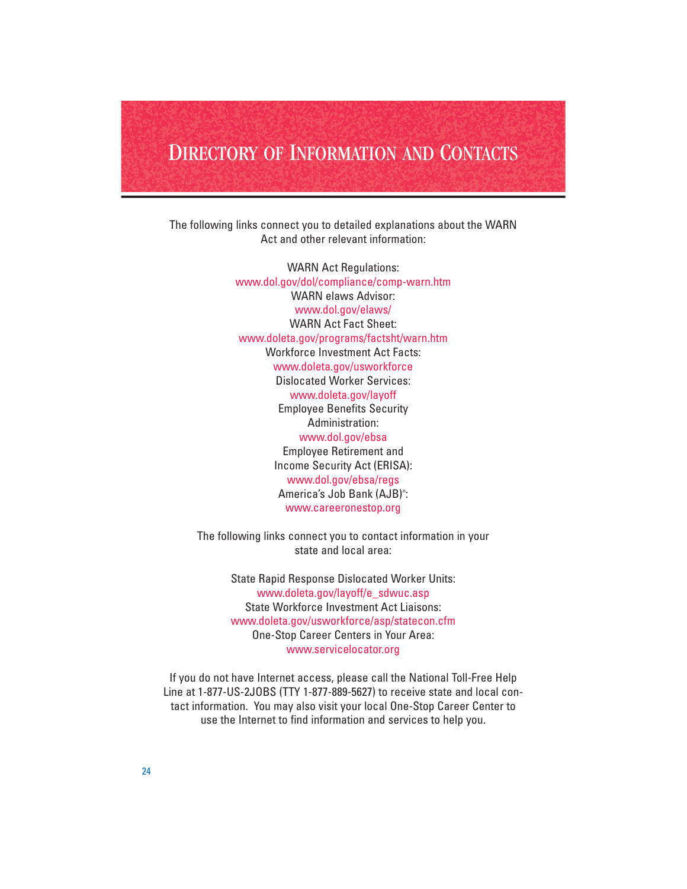# Directory of Information and Contacts

The following links connect you to detailed explanations about the WARN Act and other relevant information:

WARN Act Regulations:
www.dol.gov/dol/compliance/comp-warn.htm

WARN elaws Advisor:
www.dol.gov/elaws/

WARN Act Fact Sheet:
www.doleta.gov/programs/factsht/warn.htm

Workforce Investment Act Facts:
www.doleta.gov/usworkforce

Dislocated Worker Services:
www.doleta.gov/layoff

Employee Benefits Security Administration:
www.dol.gov/ebsa

Employee Retirement and Income Security Act (ERISA):
www.dol.gov/ebsa/regs

America's Job Bank (AJB)®:
www.careeronestop.org

The following links connect you to contact information in your state and local area:

State Rapid Response Dislocated Worker Units:
www.doleta.gov/layoff/e_sdwuc.asp

State Workforce Investment Act Liaisons:
www.doleta.gov/usworkforce/asp/statecon.cfm

One-Stop Career Centers in Your Area:
www.servicelocator.org

If you do not have Internet access, please call the National Toll-Free Help Line at 1-877-US-2JOBS (TTY 1-877-889-5627) to receive state and local contact information. You may also visit your local One-Stop Career Center to use the Internet to find information and services to help you.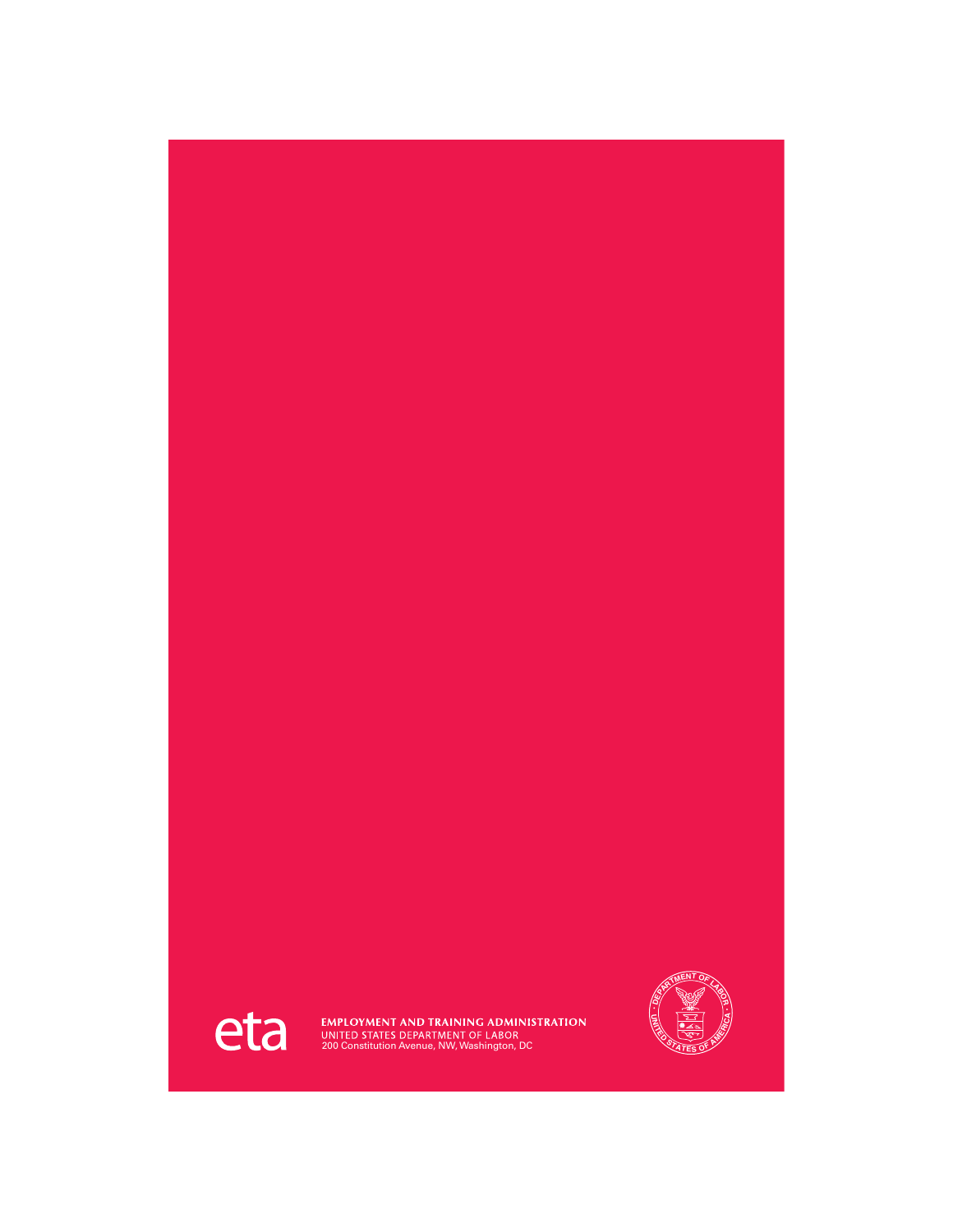eta

**EMPLOYMENT AND TRAINING ADMINISTRATION**
UNITED STATES DEPARTMENT OF LABOR
200 Constitution Avenue, NW, Washington, DC